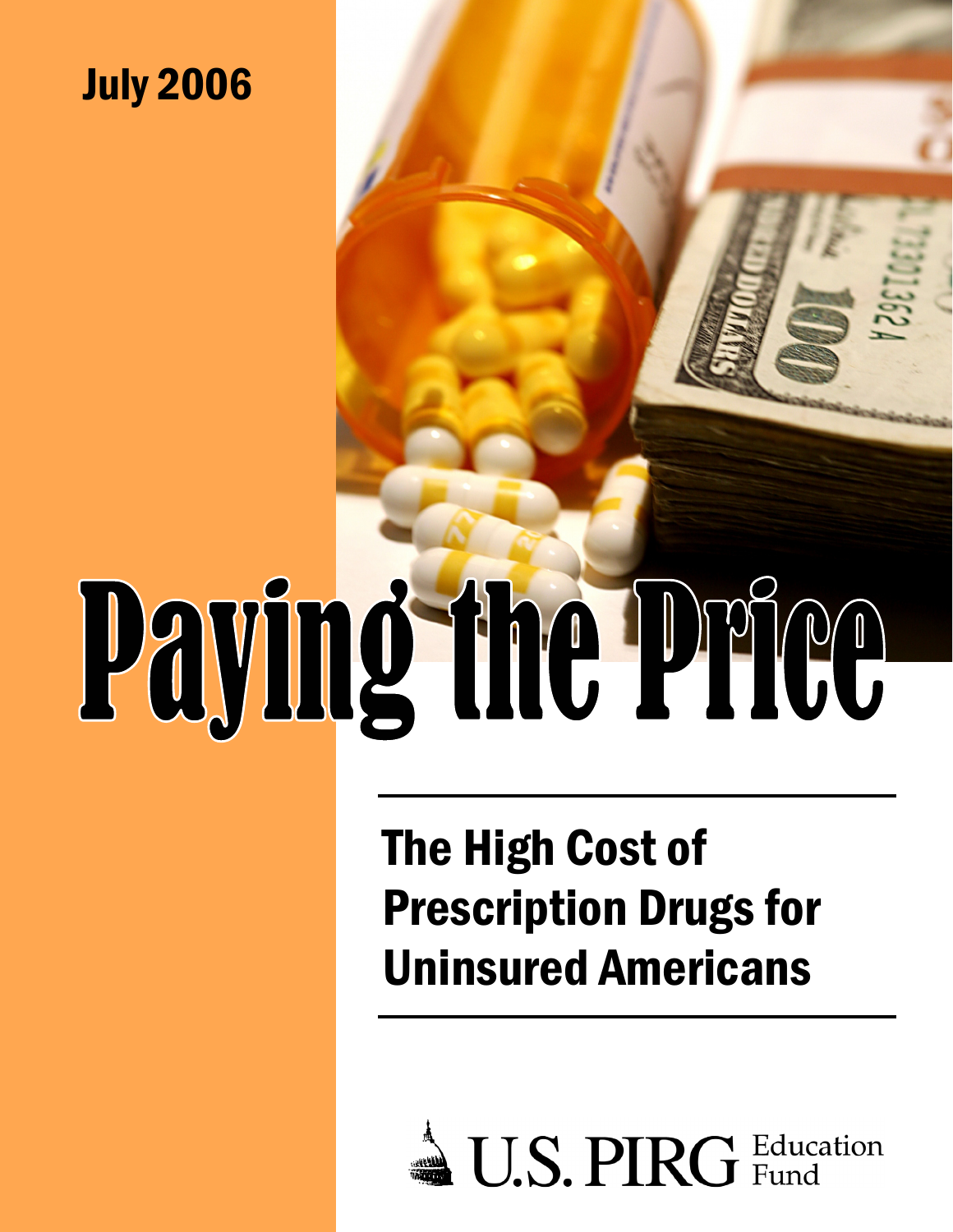July 2006

# Paying the Price

## The High Cost of Prescription Drugs for Uninsured Americans

U.S. PIRG Education Fund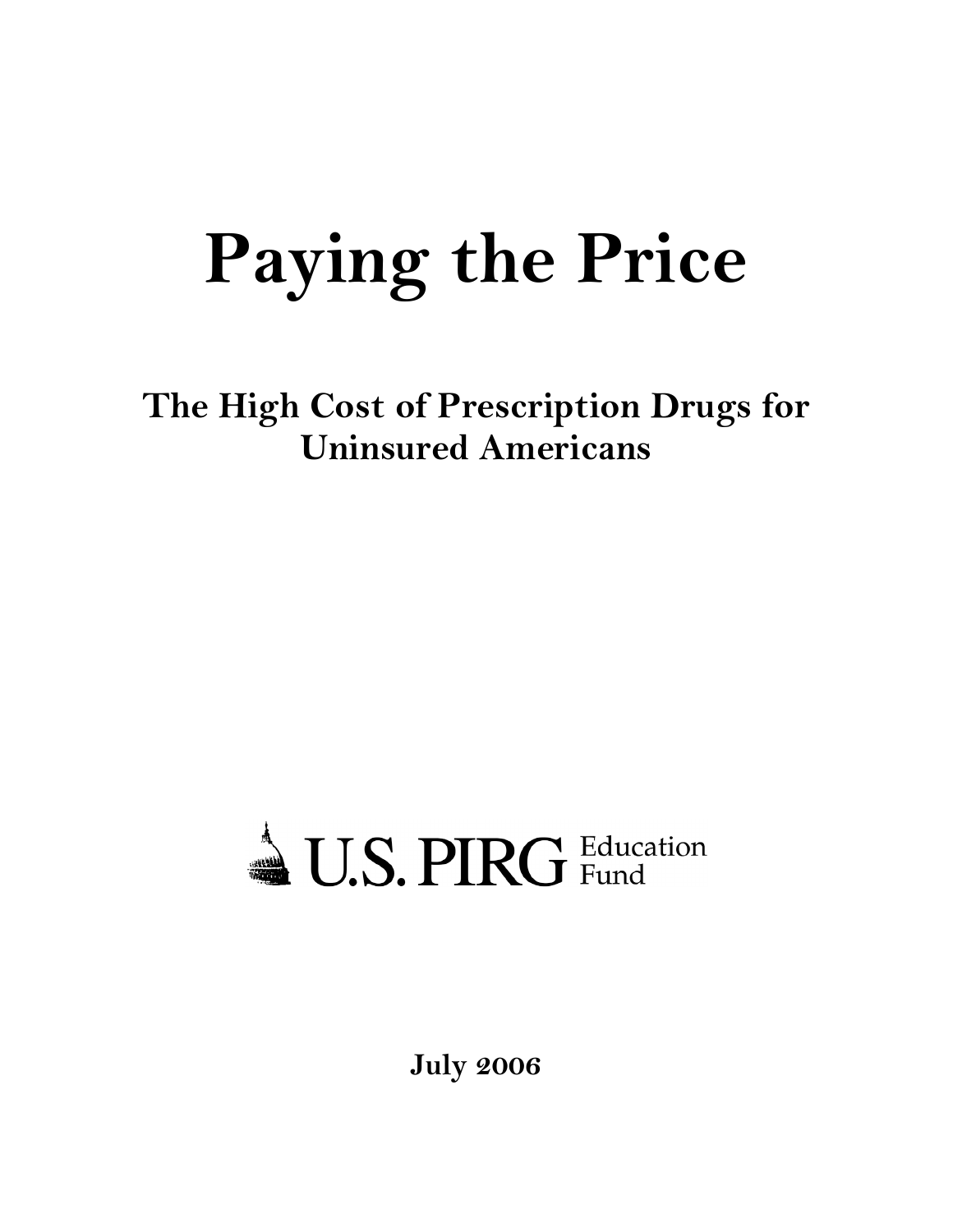# Paying the Price

## The High Cost of Prescription Drugs for Uninsured Americans

U.S. PIRG Education Fund

July 2006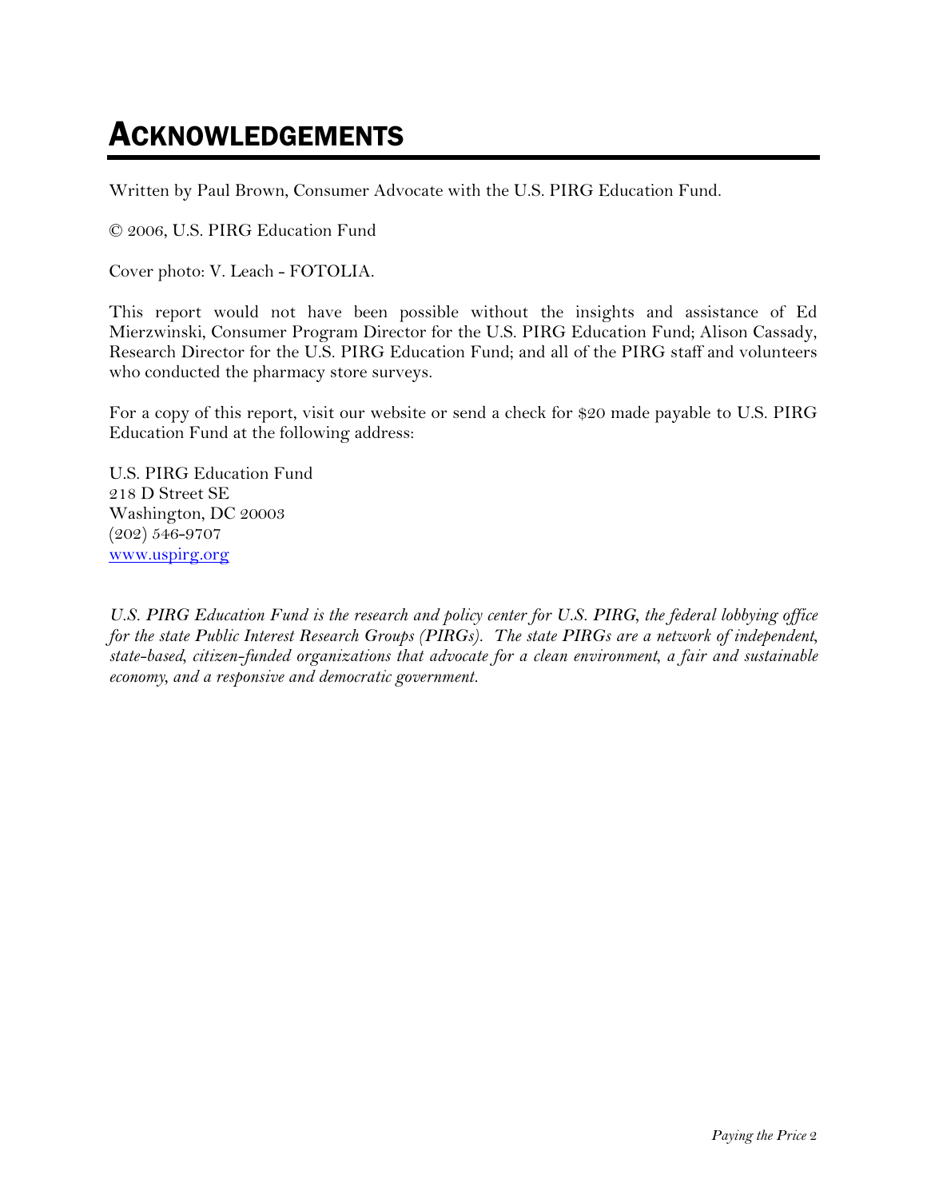# ACKNOWLEDGEMENTS

Written by Paul Brown, Consumer Advocate with the U.S. PIRG Education Fund.

© 2006, U.S. PIRG Education Fund

Cover photo: V. Leach - FOTOLIA.

This report would not have been possible without the insights and assistance of Ed Mierzwinski, Consumer Program Director for the U.S. PIRG Education Fund; Alison Cassady, Research Director for the U.S. PIRG Education Fund; and all of the PIRG staff and volunteers who conducted the pharmacy store surveys.

For a copy of this report, visit our website or send a check for $20 made payable to U.S. PIRG Education Fund at the following address:

U.S. PIRG Education Fund
218 D Street SE
Washington, DC 20003
(202) 546-9707
www.uspirg.org

*U.S. PIRG Education Fund is the research and policy center for U.S. PIRG, the federal lobbying office for the state Public Interest Research Groups (PIRGs). The state PIRGs are a network of independent, state-based, citizen-funded organizations that advocate for a clean environment, a fair and sustainable economy, and a responsive and democratic government.*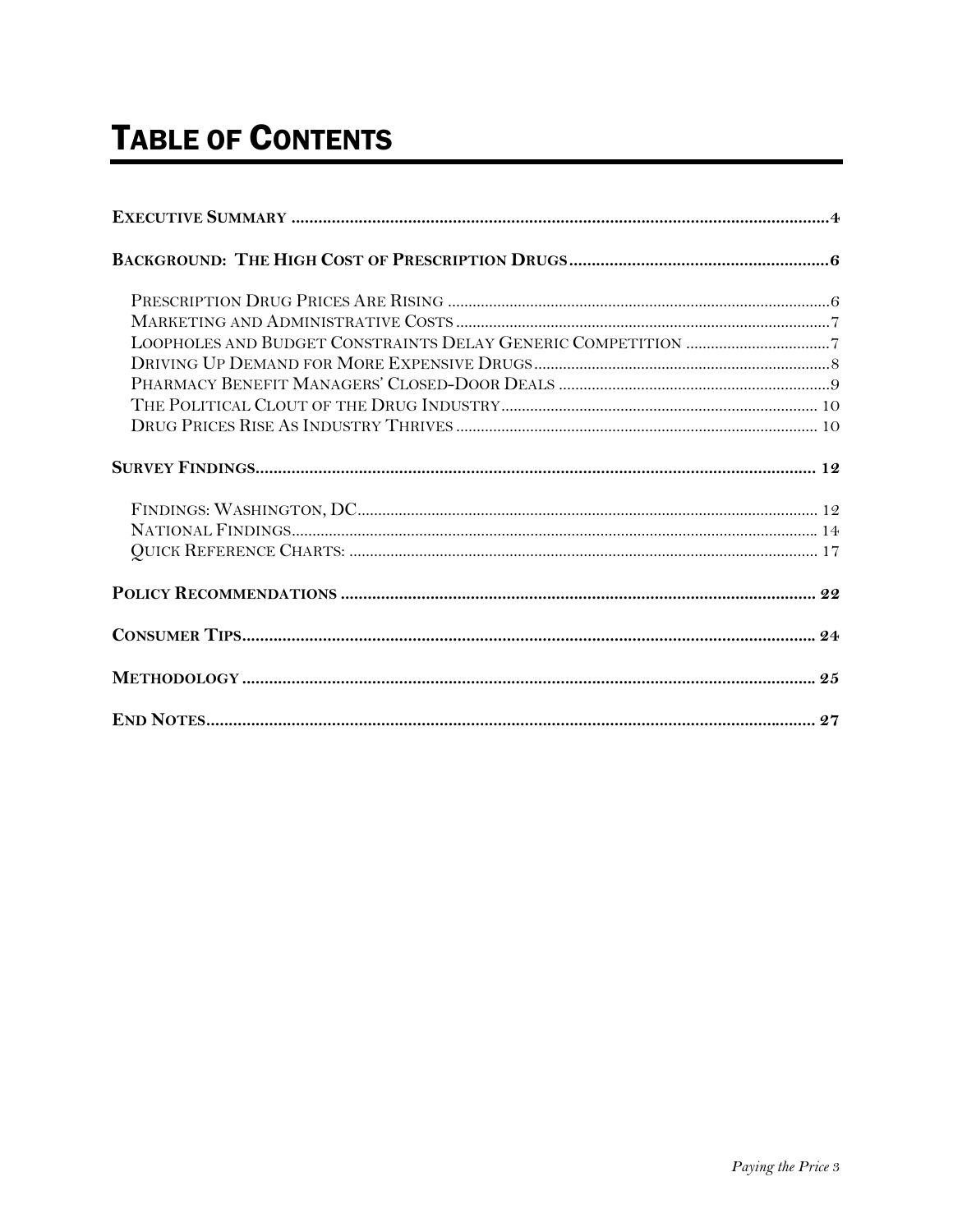# TABLE OF CONTENTS

**EXECUTIVE SUMMARY** ........................................................................................................................4

**BACKGROUND: THE HIGH COST OF PRESCRIPTION DRUGS** ..........................................................6

- PRESCRIPTION DRUG PRICES ARE RISING ..........................................................................................6
- MARKETING AND ADMINISTRATIVE COSTS ..........................................................................................7
- LOOPHOLES AND BUDGET CONSTRAINTS DELAY GENERIC COMPETITION ..................................7
- DRIVING UP DEMAND FOR MORE EXPENSIVE DRUGS ........................................................................8
- PHARMACY BENEFIT MANAGERS' CLOSED-DOOR DEALS ..................................................................9
- THE POLITICAL CLOUT OF THE DRUG INDUSTRY ................................................................................10
- DRUG PRICES RISE AS INDUSTRY THRIVES .........................................................................................10

**SURVEY FINDINGS** ........................................................................................................................12

- FINDINGS: WASHINGTON, DC ..................................................................................................................12
- NATIONAL FINDINGS .................................................................................................................................14
- QUICK REFERENCE CHARTS: ...................................................................................................................17

**POLICY RECOMMENDATIONS** ........................................................................................................22

**CONSUMER TIPS** ............................................................................................................................24

**METHODOLOGY** ............................................................................................................................25

**END NOTES** .....................................................................................................................................27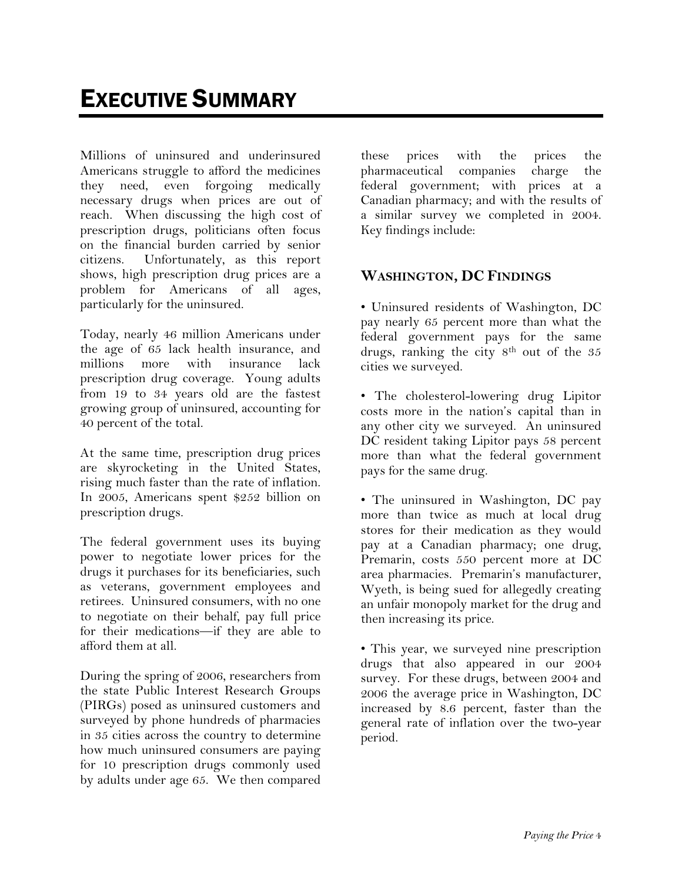# EXECUTIVE SUMMARY

Millions of uninsured and underinsured Americans struggle to afford the medicines they need, even forgoing medically necessary drugs when prices are out of reach. When discussing the high cost of prescription drugs, politicians often focus on the financial burden carried by senior citizens. Unfortunately, as this report shows, high prescription drug prices are a problem for Americans of all ages, particularly for the uninsured.

Today, nearly 46 million Americans under the age of 65 lack health insurance, and millions more with insurance lack prescription drug coverage. Young adults from 19 to 34 years old are the fastest growing group of uninsured, accounting for 40 percent of the total.

At the same time, prescription drug prices are skyrocketing in the United States, rising much faster than the rate of inflation. In 2005, Americans spent $252 billion on prescription drugs.

The federal government uses its buying power to negotiate lower prices for the drugs it purchases for its beneficiaries, such as veterans, government employees and retirees. Uninsured consumers, with no one to negotiate on their behalf, pay full price for their medications—if they are able to afford them at all.

During the spring of 2006, researchers from the state Public Interest Research Groups (PIRGs) posed as uninsured customers and surveyed by phone hundreds of pharmacies in 35 cities across the country to determine how much uninsured consumers are paying for 10 prescription drugs commonly used by adults under age 65. We then compared these prices with the prices the pharmaceutical companies charge the federal government; with prices at a Canadian pharmacy; and with the results of a similar survey we completed in 2004. Key findings include:

### WASHINGTON, DC FINDINGS

- Uninsured residents of Washington, DC pay nearly 65 percent more than what the federal government pays for the same drugs, ranking the city 8th out of the 35 cities we surveyed.

- The cholesterol-lowering drug Lipitor costs more in the nation's capital than in any other city we surveyed. An uninsured DC resident taking Lipitor pays 58 percent more than what the federal government pays for the same drug.

- The uninsured in Washington, DC pay more than twice as much at local drug stores for their medication as they would pay at a Canadian pharmacy; one drug, Premarin, costs 550 percent more at DC area pharmacies. Premarin's manufacturer, Wyeth, is being sued for allegedly creating an unfair monopoly market for the drug and then increasing its price.

- This year, we surveyed nine prescription drugs that also appeared in our 2004 survey. For these drugs, between 2004 and 2006 the average price in Washington, DC increased by 8.6 percent, faster than the general rate of inflation over the two-year period.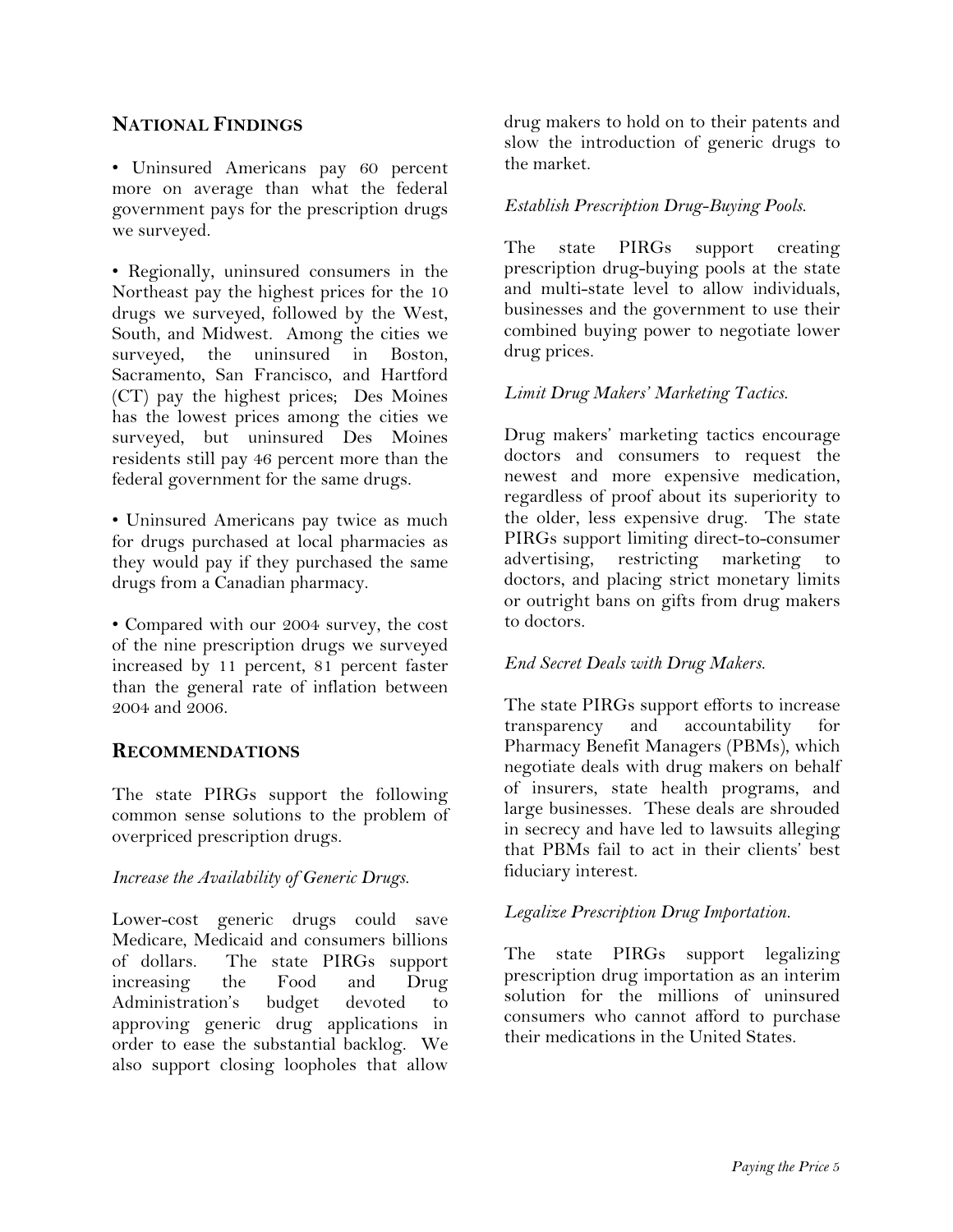## NATIONAL FINDINGS

• Uninsured Americans pay 60 percent more on average than what the federal government pays for the prescription drugs we surveyed.

• Regionally, uninsured consumers in the Northeast pay the highest prices for the 10 drugs we surveyed, followed by the West, South, and Midwest. Among the cities we surveyed, the uninsured in Boston, Sacramento, San Francisco, and Hartford (CT) pay the highest prices; Des Moines has the lowest prices among the cities we surveyed, but uninsured Des Moines residents still pay 46 percent more than the federal government for the same drugs.

• Uninsured Americans pay twice as much for drugs purchased at local pharmacies as they would pay if they purchased the same drugs from a Canadian pharmacy.

• Compared with our 2004 survey, the cost of the nine prescription drugs we surveyed increased by 11 percent, 81 percent faster than the general rate of inflation between 2004 and 2006.

## RECOMMENDATIONS

The state PIRGs support the following common sense solutions to the problem of overpriced prescription drugs.

*Increase the Availability of Generic Drugs.*

Lower-cost generic drugs could save Medicare, Medicaid and consumers billions of dollars. The state PIRGs support increasing the Food and Drug Administration's budget devoted to approving generic drug applications in order to ease the substantial backlog. We also support closing loopholes that allow drug makers to hold on to their patents and slow the introduction of generic drugs to the market.

*Establish Prescription Drug-Buying Pools.*

The state PIRGs support creating prescription drug-buying pools at the state and multi-state level to allow individuals, businesses and the government to use their combined buying power to negotiate lower drug prices.

*Limit Drug Makers' Marketing Tactics.*

Drug makers' marketing tactics encourage doctors and consumers to request the newest and more expensive medication, regardless of proof about its superiority to the older, less expensive drug. The state PIRGs support limiting direct-to-consumer advertising, restricting marketing to doctors, and placing strict monetary limits or outright bans on gifts from drug makers to doctors.

*End Secret Deals with Drug Makers.*

The state PIRGs support efforts to increase transparency and accountability for Pharmacy Benefit Managers (PBMs), which negotiate deals with drug makers on behalf of insurers, state health programs, and large businesses. These deals are shrouded in secrecy and have led to lawsuits alleging that PBMs fail to act in their clients' best fiduciary interest.

*Legalize Prescription Drug Importation.*

The state PIRGs support legalizing prescription drug importation as an interim solution for the millions of uninsured consumers who cannot afford to purchase their medications in the United States.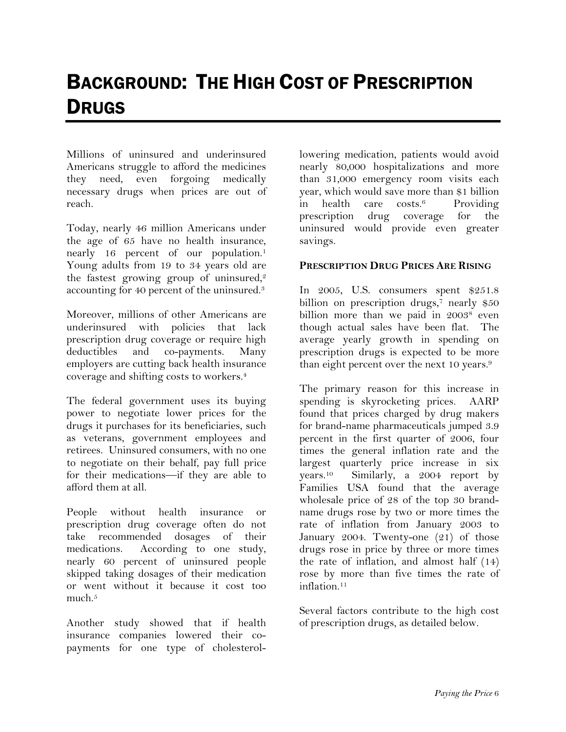# BACKGROUND: THE HIGH COST OF PRESCRIPTION DRUGS

Millions of uninsured and underinsured Americans struggle to afford the medicines they need, even forgoing medically necessary drugs when prices are out of reach.

Today, nearly 46 million Americans under the age of 65 have no health insurance, nearly 16 percent of our population.[1] Young adults from 19 to 34 years old are the fastest growing group of uninsured,[2] accounting for 40 percent of the uninsured.[3]

Moreover, millions of other Americans are underinsured with policies that lack prescription drug coverage or require high deductibles and co-payments. Many employers are cutting back health insurance coverage and shifting costs to workers.[4]

The federal government uses its buying power to negotiate lower prices for the drugs it purchases for its beneficiaries, such as veterans, government employees and retirees. Uninsured consumers, with no one to negotiate on their behalf, pay full price for their medications—if they are able to afford them at all.

People without health insurance or prescription drug coverage often do not take recommended dosages of their medications. According to one study, nearly 60 percent of uninsured people skipped taking dosages of their medication or went without it because it cost too much.[5]

Another study showed that if health insurance companies lowered their co-payments for one type of cholesterol-lowering medication, patients would avoid nearly 80,000 hospitalizations and more than 31,000 emergency room visits each year, which would save more than $1 billion in health care costs.[6] Providing prescription drug coverage for the uninsured would provide even greater savings.

#### PRESCRIPTION DRUG PRICES ARE RISING

In 2005, U.S. consumers spent $251.8 billion on prescription drugs,[7] nearly $50 billion more than we paid in 2003[8] even though actual sales have been flat. The average yearly growth in spending on prescription drugs is expected to be more than eight percent over the next 10 years.[9]

The primary reason for this increase in spending is skyrocketing prices. AARP found that prices charged by drug makers for brand-name pharmaceuticals jumped 3.9 percent in the first quarter of 2006, four times the general inflation rate and the largest quarterly price increase in six years.[10] Similarly, a 2004 report by Families USA found that the average wholesale price of 28 of the top 30 brand-name drugs rose by two or more times the rate of inflation from January 2003 to January 2004. Twenty-one (21) of those drugs rose in price by three or more times the rate of inflation, and almost half (14) rose by more than five times the rate of inflation.[11]

Several factors contribute to the high cost of prescription drugs, as detailed below.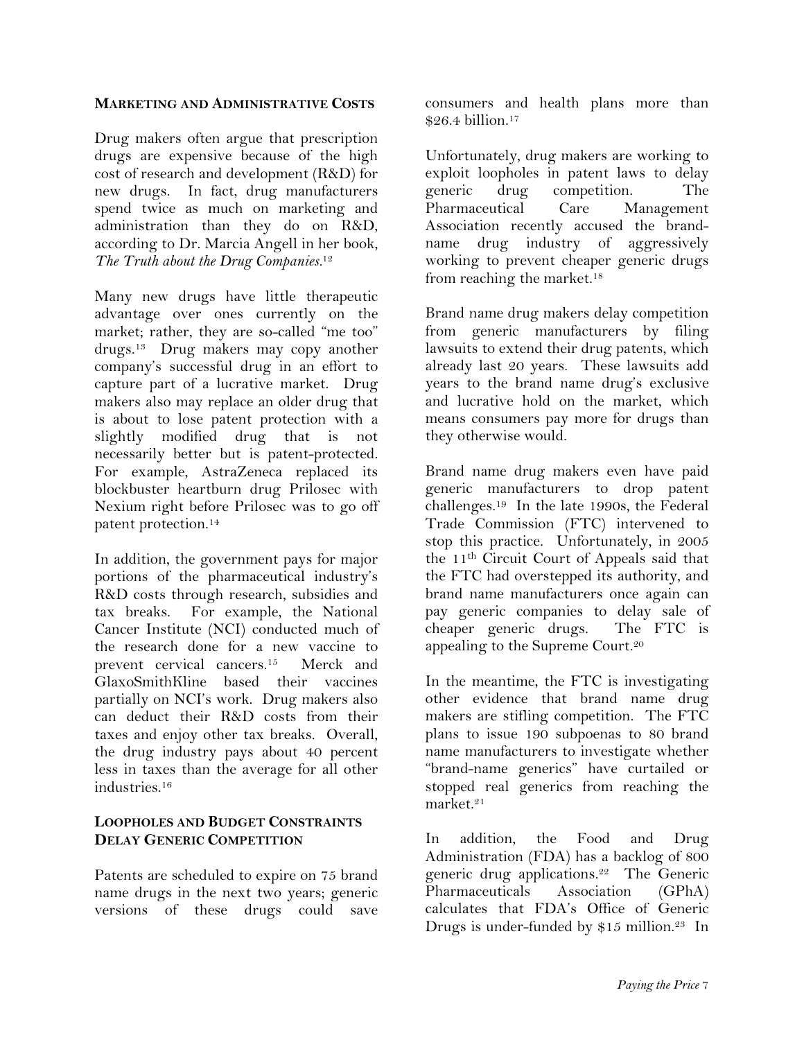## Marketing and Administrative Costs

Drug makers often argue that prescription drugs are expensive because of the high cost of research and development (R&D) for new drugs. In fact, drug manufacturers spend twice as much on marketing and administration than they do on R&D, according to Dr. Marcia Angell in her book, *The Truth about the Drug Companies*.[12]

Many new drugs have little therapeutic advantage over ones currently on the market; rather, they are so-called "me too" drugs.[13] Drug makers may copy another company's successful drug in an effort to capture part of a lucrative market. Drug makers also may replace an older drug that is about to lose patent protection with a slightly modified drug that is not necessarily better but is patent-protected. For example, AstraZeneca replaced its blockbuster heartburn drug Prilosec with Nexium right before Prilosec was to go off patent protection.[14]

In addition, the government pays for major portions of the pharmaceutical industry's R&D costs through research, subsidies and tax breaks. For example, the National Cancer Institute (NCI) conducted much of the research done for a new vaccine to prevent cervical cancers.[15] Merck and GlaxoSmithKline based their vaccines partially on NCI's work. Drug makers also can deduct their R&D costs from their taxes and enjoy other tax breaks. Overall, the drug industry pays about 40 percent less in taxes than the average for all other industries.[16]

## Loopholes and Budget Constraints Delay Generic Competition

Patents are scheduled to expire on 75 brand name drugs in the next two years; generic versions of these drugs could save consumers and health plans more than $26.4 billion.[17]

Unfortunately, drug makers are working to exploit loopholes in patent laws to delay generic drug competition. The Pharmaceutical Care Management Association recently accused the brand-name drug industry of aggressively working to prevent cheaper generic drugs from reaching the market.[18]

Brand name drug makers delay competition from generic manufacturers by filing lawsuits to extend their drug patents, which already last 20 years. These lawsuits add years to the brand name drug's exclusive and lucrative hold on the market, which means consumers pay more for drugs than they otherwise would.

Brand name drug makers even have paid generic manufacturers to drop patent challenges.[19] In the late 1990s, the Federal Trade Commission (FTC) intervened to stop this practice. Unfortunately, in 2005 the 11th Circuit Court of Appeals said that the FTC had overstepped its authority, and brand name manufacturers once again can pay generic companies to delay sale of cheaper generic drugs. The FTC is appealing to the Supreme Court.[20]

In the meantime, the FTC is investigating other evidence that brand name drug makers are stifling competition. The FTC plans to issue 190 subpoenas to 80 brand name manufacturers to investigate whether "brand-name generics" have curtailed or stopped real generics from reaching the market.[21]

In addition, the Food and Drug Administration (FDA) has a backlog of 800 generic drug applications.[22] The Generic Pharmaceuticals Association (GPhA) calculates that FDA's Office of Generic Drugs is under-funded by $15 million.[23] In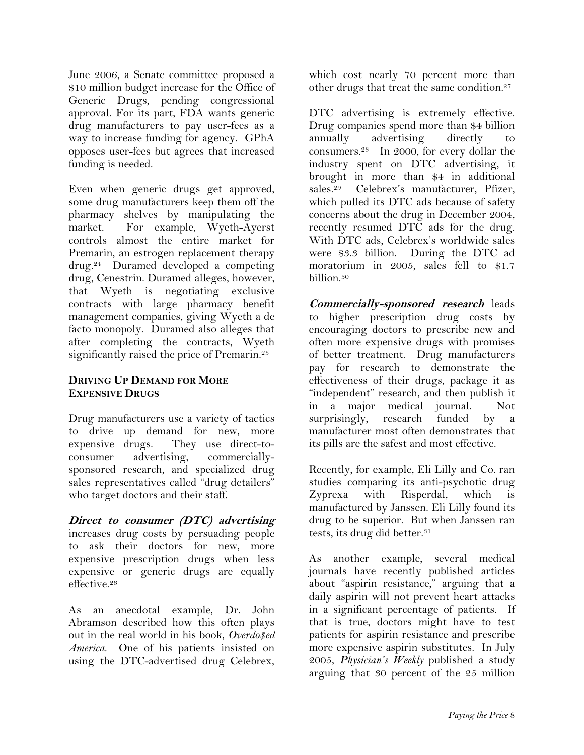June 2006, a Senate committee proposed a $10 million budget increase for the Office of Generic Drugs, pending congressional approval. For its part, FDA wants generic drug manufacturers to pay user-fees as a way to increase funding for agency. GPhA opposes user-fees but agrees that increased funding is needed.

Even when generic drugs get approved, some drug manufacturers keep them off the pharmacy shelves by manipulating the market. For example, Wyeth-Ayerst controls almost the entire market for Premarin, an estrogen replacement therapy drug.[24] Duramed developed a competing drug, Cenestrin. Duramed alleges, however, that Wyeth is negotiating exclusive contracts with large pharmacy benefit management companies, giving Wyeth a de facto monopoly. Duramed also alleges that after completing the contracts, Wyeth significantly raised the price of Premarin.[25]

### DRIVING UP DEMAND FOR MORE EXPENSIVE DRUGS

Drug manufacturers use a variety of tactics to drive up demand for new, more expensive drugs. They use direct-to-consumer advertising, commercially-sponsored research, and specialized drug sales representatives called "drug detailers" who target doctors and their staff.

***Direct to consumer (DTC) advertising*** increases drug costs by persuading people to ask their doctors for new, more expensive prescription drugs when less expensive or generic drugs are equally effective.[26]

As an anecdotal example, Dr. John Abramson described how this often plays out in the real world in his book, *Overdo$ed America.* One of his patients insisted on using the DTC-advertised drug Celebrex, which cost nearly 70 percent more than other drugs that treat the same condition.[27]

DTC advertising is extremely effective. Drug companies spend more than $4 billion annually advertising directly to consumers.[28] In 2000, for every dollar the industry spent on DTC advertising, it brought in more than $4 in additional sales.[29] Celebrex's manufacturer, Pfizer, which pulled its DTC ads because of safety concerns about the drug in December 2004, recently resumed DTC ads for the drug. With DTC ads, Celebrex's worldwide sales were $3.3 billion. During the DTC ad moratorium in 2005, sales fell to $1.7 billion.[30]

***Commercially-sponsored research*** leads to higher prescription drug costs by encouraging doctors to prescribe new and often more expensive drugs with promises of better treatment. Drug manufacturers pay for research to demonstrate the effectiveness of their drugs, package it as "independent" research, and then publish it in a major medical journal. Not surprisingly, research funded by a manufacturer most often demonstrates that its pills are the safest and most effective.

Recently, for example, Eli Lilly and Co. ran studies comparing its anti-psychotic drug Zyprexa with Risperdal, which is manufactured by Janssen. Eli Lilly found its drug to be superior. But when Janssen ran tests, its drug did better.[31]

As another example, several medical journals have recently published articles about "aspirin resistance," arguing that a daily aspirin will not prevent heart attacks in a significant percentage of patients. If that is true, doctors might have to test patients for aspirin resistance and prescribe more expensive aspirin substitutes. In July 2005, *Physician's Weekly* published a study arguing that 30 percent of the 25 million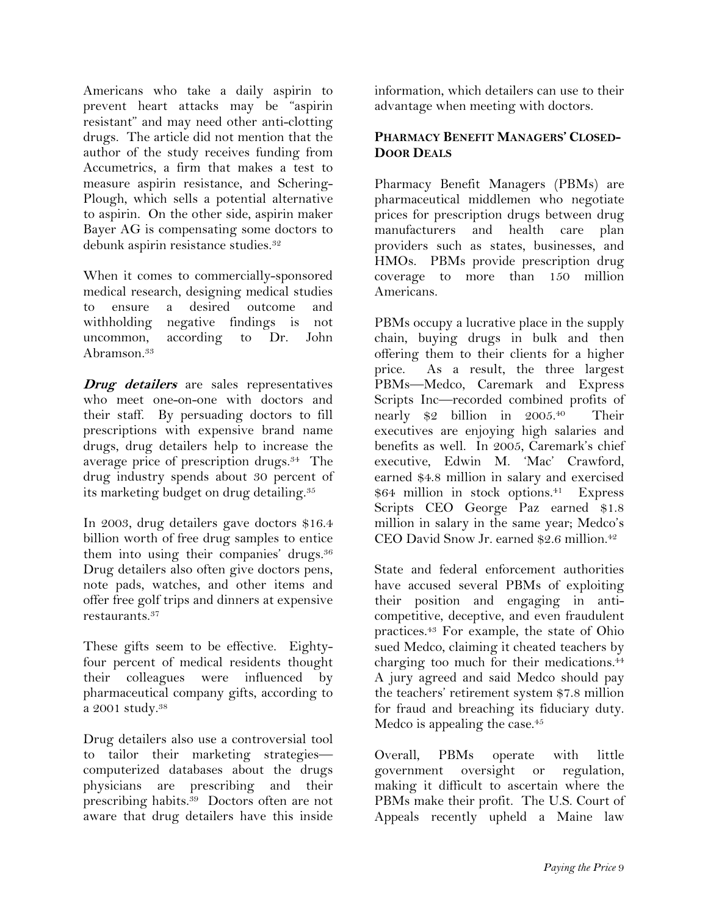Americans who take a daily aspirin to prevent heart attacks may be "aspirin resistant" and may need other anti-clotting drugs. The article did not mention that the author of the study receives funding from Accumetrics, a firm that makes a test to measure aspirin resistance, and Schering-Plough, which sells a potential alternative to aspirin. On the other side, aspirin maker Bayer AG is compensating some doctors to debunk aspirin resistance studies.[32]

When it comes to commercially-sponsored medical research, designing medical studies to ensure a desired outcome and withholding negative findings is not uncommon, according to Dr. John Abramson.[33]

***Drug detailers*** are sales representatives who meet one-on-one with doctors and their staff. By persuading doctors to fill prescriptions with expensive brand name drugs, drug detailers help to increase the average price of prescription drugs.[34] The drug industry spends about 30 percent of its marketing budget on drug detailing.[35]

In 2003, drug detailers gave doctors $16.4 billion worth of free drug samples to entice them into using their companies' drugs.[36] Drug detailers also often give doctors pens, note pads, watches, and other items and offer free golf trips and dinners at expensive restaurants.[37]

These gifts seem to be effective. Eighty-four percent of medical residents thought their colleagues were influenced by pharmaceutical company gifts, according to a 2001 study.[38]

Drug detailers also use a controversial tool to tailor their marketing strategies—computerized databases about the drugs physicians are prescribing and their prescribing habits.[39] Doctors often are not aware that drug detailers have this inside information, which detailers can use to their advantage when meeting with doctors.

## PHARMACY BENEFIT MANAGERS' CLOSED-DOOR DEALS

Pharmacy Benefit Managers (PBMs) are pharmaceutical middlemen who negotiate prices for prescription drugs between drug manufacturers and health care plan providers such as states, businesses, and HMOs. PBMs provide prescription drug coverage to more than 150 million Americans.

PBMs occupy a lucrative place in the supply chain, buying drugs in bulk and then offering them to their clients for a higher price. As a result, the three largest PBMs—Medco, Caremark and Express Scripts Inc—recorded combined profits of nearly $2 billion in 2005.[40] Their executives are enjoying high salaries and benefits as well. In 2005, Caremark's chief executive, Edwin M. 'Mac' Crawford, earned $4.8 million in salary and exercised $64 million in stock options.[41] Express Scripts CEO George Paz earned $1.8 million in salary in the same year; Medco's CEO David Snow Jr. earned $2.6 million.[42]

State and federal enforcement authorities have accused several PBMs of exploiting their position and engaging in anti-competitive, deceptive, and even fraudulent practices.[43] For example, the state of Ohio sued Medco, claiming it cheated teachers by charging too much for their medications.[44] A jury agreed and said Medco should pay the teachers' retirement system $7.8 million for fraud and breaching its fiduciary duty. Medco is appealing the case.[45]

Overall, PBMs operate with little government oversight or regulation, making it difficult to ascertain where the PBMs make their profit. The U.S. Court of Appeals recently upheld a Maine law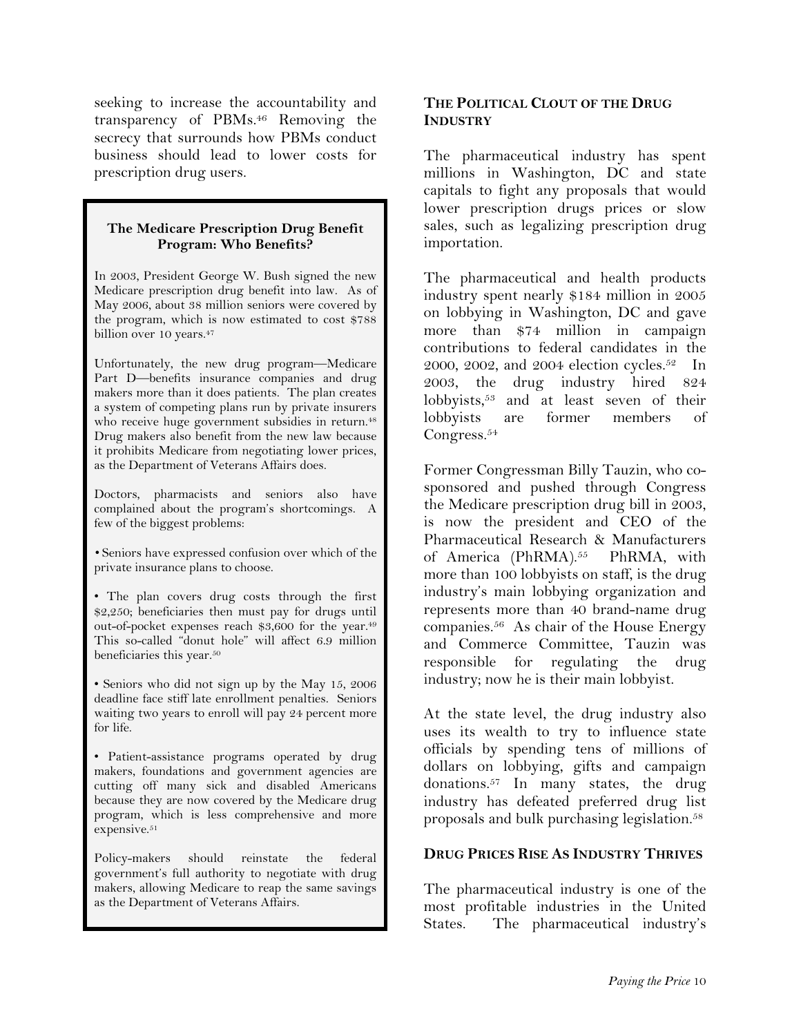seeking to increase the accountability and transparency of PBMs.[46] Removing the secrecy that surrounds how PBMs conduct business should lead to lower costs for prescription drug users.

> **The Medicare Prescription Drug Benefit Program: Who Benefits?**
>
> In 2003, President George W. Bush signed the new Medicare prescription drug benefit into law. As of May 2006, about 38 million seniors were covered by the program, which is now estimated to cost $788 billion over 10 years.[47]
>
> Unfortunately, the new drug program—Medicare Part D—benefits insurance companies and drug makers more than it does patients. The plan creates a system of competing plans run by private insurers who receive huge government subsidies in return.[48] Drug makers also benefit from the new law because it prohibits Medicare from negotiating lower prices, as the Department of Veterans Affairs does.
>
> Doctors, pharmacists and seniors also have complained about the program's shortcomings. A few of the biggest problems:
>
> - Seniors have expressed confusion over which of the private insurance plans to choose.
> - The plan covers drug costs through the first $2,250; beneficiaries then must pay for drugs until out-of-pocket expenses reach $3,600 for the year.[49] This so-called "donut hole" will affect 6.9 million beneficiaries this year.[50]
> - Seniors who did not sign up by the May 15, 2006 deadline face stiff late enrollment penalties. Seniors waiting two years to enroll will pay 24 percent more for life.
> - Patient-assistance programs operated by drug makers, foundations and government agencies are cutting off many sick and disabled Americans because they are now covered by the Medicare drug program, which is less comprehensive and more expensive.[51]
>
> Policy-makers should reinstate the federal government's full authority to negotiate with drug makers, allowing Medicare to reap the same savings as the Department of Veterans Affairs.

## THE POLITICAL CLOUT OF THE DRUG INDUSTRY

The pharmaceutical industry has spent millions in Washington, DC and state capitals to fight any proposals that would lower prescription drugs prices or slow sales, such as legalizing prescription drug importation.

The pharmaceutical and health products industry spent nearly $184 million in 2005 on lobbying in Washington, DC and gave more than $74 million in campaign contributions to federal candidates in the 2000, 2002, and 2004 election cycles.[52] In 2003, the drug industry hired 824 lobbyists,[53] and at least seven of their lobbyists are former members of Congress.[54]

Former Congressman Billy Tauzin, who co-sponsored and pushed through Congress the Medicare prescription drug bill in 2003, is now the president and CEO of the Pharmaceutical Research & Manufacturers of America (PhRMA).[55] PhRMA, with more than 100 lobbyists on staff, is the drug industry's main lobbying organization and represents more than 40 brand-name drug companies.[56] As chair of the House Energy and Commerce Committee, Tauzin was responsible for regulating the drug industry; now he is their main lobbyist.

At the state level, the drug industry also uses its wealth to try to influence state officials by spending tens of millions of dollars on lobbying, gifts and campaign donations.[57] In many states, the drug industry has defeated preferred drug list proposals and bulk purchasing legislation.[58]

## DRUG PRICES RISE AS INDUSTRY THRIVES

The pharmaceutical industry is one of the most profitable industries in the United States. The pharmaceutical industry's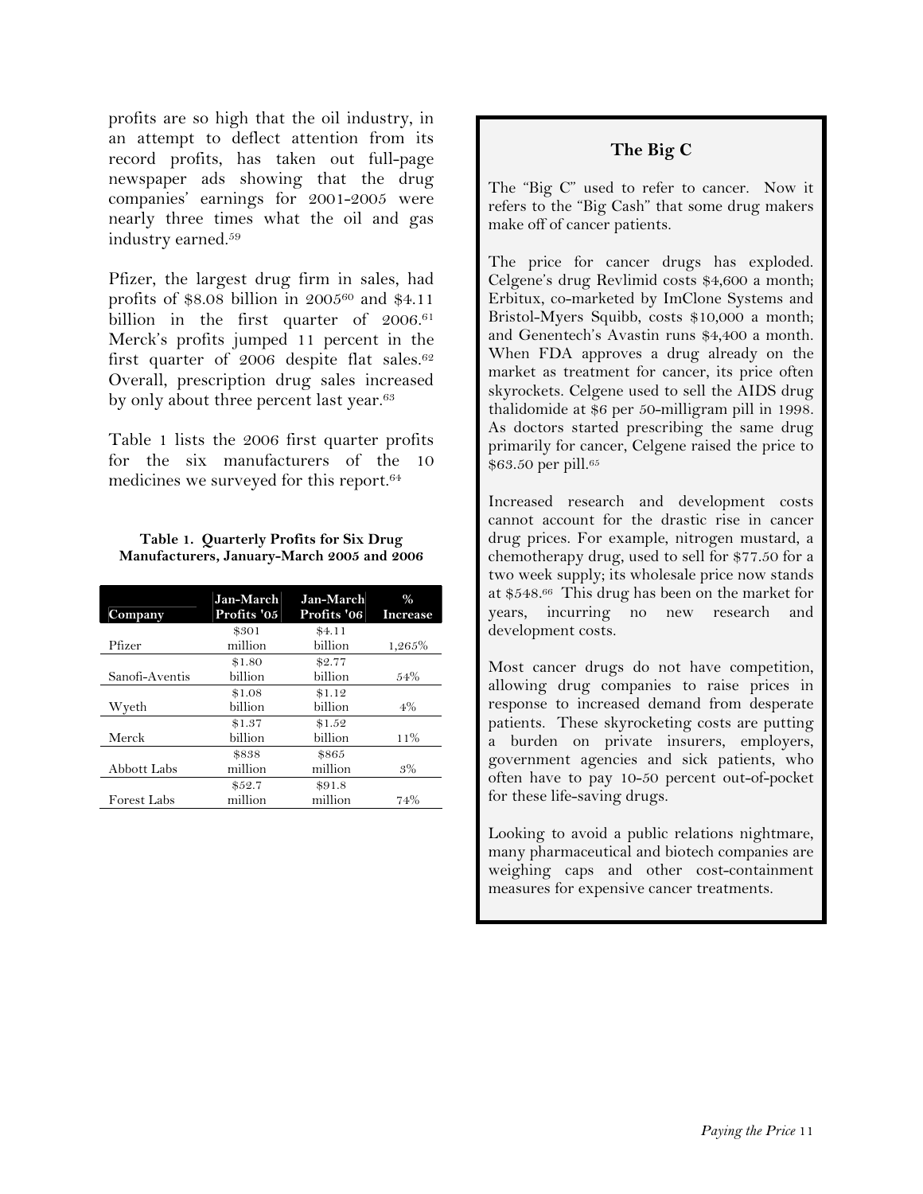profits are so high that the oil industry, in an attempt to deflect attention from its record profits, has taken out full-page newspaper ads showing that the drug companies' earnings for 2001-2005 were nearly three times what the oil and gas industry earned.[59]

Pfizer, the largest drug firm in sales, had profits of $8.08 billion in 2005[60] and $4.11 billion in the first quarter of 2006.[61] Merck's profits jumped 11 percent in the first quarter of 2006 despite flat sales.[62] Overall, prescription drug sales increased by only about three percent last year.[63]

Table 1 lists the 2006 first quarter profits for the six manufacturers of the 10 medicines we surveyed for this report.[64]

**Table 1. Quarterly Profits for Six Drug Manufacturers, January-March 2005 and 2006**

| Company | Jan-March Profits '05 | Jan-March Profits '06 | % Increase |
|---|---|---|---|
| Pfizer | $301 million | $4.11 billion | 1,265% |
| Sanofi-Aventis | $1.80 billion | $2.77 billion | 54% |
| Wyeth | $1.08 billion | $1.12 billion | 4% |
| Merck | $1.37 billion | $1.52 billion | 11% |
| Abbott Labs | $838 million | $865 million | 3% |
| Forest Labs | $52.7 million | $91.8 million | 74% |

### The Big C

The "Big C" used to refer to cancer. Now it refers to the "Big Cash" that some drug makers make off of cancer patients.

The price for cancer drugs has exploded. Celgene's drug Revlimid costs $4,600 a month; Erbitux, co-marketed by ImClone Systems and Bristol-Myers Squibb, costs $10,000 a month; and Genentech's Avastin runs $4,400 a month. When FDA approves a drug already on the market as treatment for cancer, its price often skyrockets. Celgene used to sell the AIDS drug thalidomide at $6 per 50-milligram pill in 1998. As doctors started prescribing the same drug primarily for cancer, Celgene raised the price to $63.50 per pill.[65]

Increased research and development costs cannot account for the drastic rise in cancer drug prices. For example, nitrogen mustard, a chemotherapy drug, used to sell for $77.50 for a two week supply; its wholesale price now stands at $548.[66] This drug has been on the market for years, incurring no new research and development costs.

Most cancer drugs do not have competition, allowing drug companies to raise prices in response to increased demand from desperate patients. These skyrocketing costs are putting a burden on private insurers, employers, government agencies and sick patients, who often have to pay 10-50 percent out-of-pocket for these life-saving drugs.

Looking to avoid a public relations nightmare, many pharmaceutical and biotech companies are weighing caps and other cost-containment measures for expensive cancer treatments.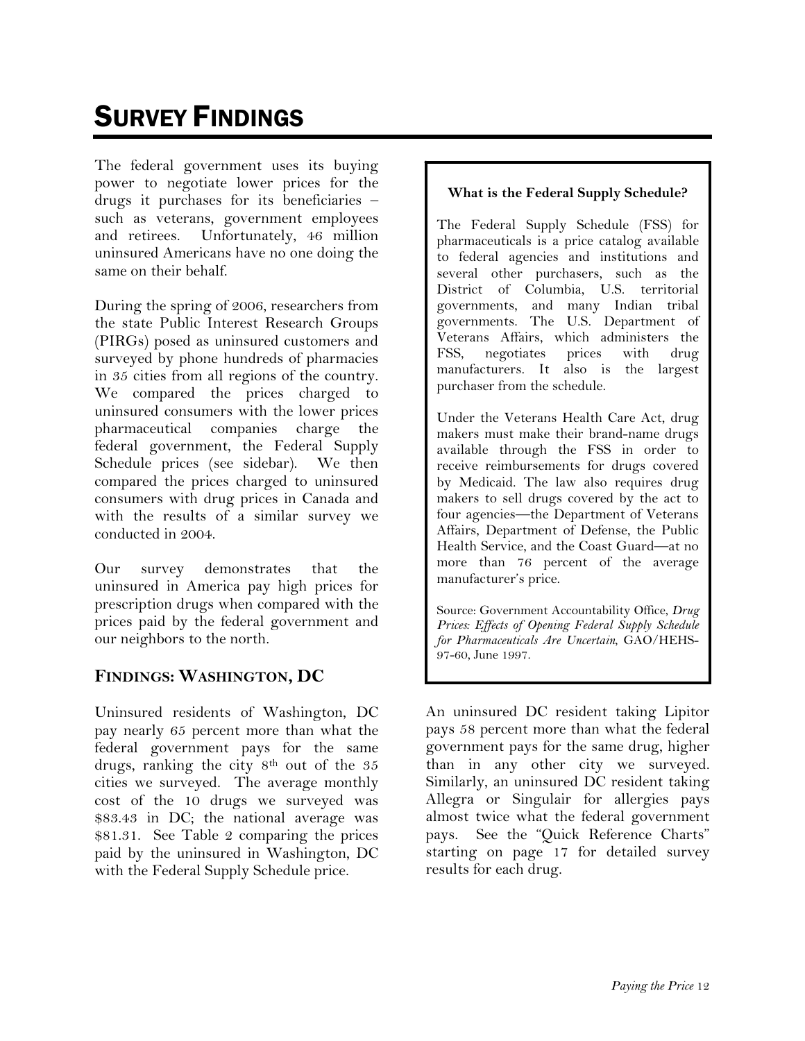# SURVEY FINDINGS

The federal government uses its buying power to negotiate lower prices for the drugs it purchases for its beneficiaries – such as veterans, government employees and retirees. Unfortunately, 46 million uninsured Americans have no one doing the same on their behalf.

During the spring of 2006, researchers from the state Public Interest Research Groups (PIRGs) posed as uninsured customers and surveyed by phone hundreds of pharmacies in 35 cities from all regions of the country. We compared the prices charged to uninsured consumers with the lower prices pharmaceutical companies charge the federal government, the Federal Supply Schedule prices (see sidebar). We then compared the prices charged to uninsured consumers with drug prices in Canada and with the results of a similar survey we conducted in 2004.

Our survey demonstrates that the uninsured in America pay high prices for prescription drugs when compared with the prices paid by the federal government and our neighbors to the north.

> **What is the Federal Supply Schedule?**
>
> The Federal Supply Schedule (FSS) for pharmaceuticals is a price catalog available to federal agencies and institutions and several other purchasers, such as the District of Columbia, U.S. territorial governments, and many Indian tribal governments. The U.S. Department of Veterans Affairs, which administers the FSS, negotiates prices with drug manufacturers. It also is the largest purchaser from the schedule.
>
> Under the Veterans Health Care Act, drug makers must make their brand-name drugs available through the FSS in order to receive reimbursements for drugs covered by Medicaid. The law also requires drug makers to sell drugs covered by the act to four agencies—the Department of Veterans Affairs, Department of Defense, the Public Health Service, and the Coast Guard—at no more than 76 percent of the average manufacturer's price.
>
> Source: Government Accountability Office, *Drug Prices: Effects of Opening Federal Supply Schedule for Pharmaceuticals Are Uncertain*, GAO/HEHS-97-60, June 1997.

## FINDINGS: WASHINGTON, DC

Uninsured residents of Washington, DC pay nearly 65 percent more than what the federal government pays for the same drugs, ranking the city 8th out of the 35 cities we surveyed. The average monthly cost of the 10 drugs we surveyed was $83.43 in DC; the national average was $81.31. See Table 2 comparing the prices paid by the uninsured in Washington, DC with the Federal Supply Schedule price.

An uninsured DC resident taking Lipitor pays 58 percent more than what the federal government pays for the same drug, higher than in any other city we surveyed. Similarly, an uninsured DC resident taking Allegra or Singulair for allergies pays almost twice what the federal government pays. See the "Quick Reference Charts" starting on page 17 for detailed survey results for each drug.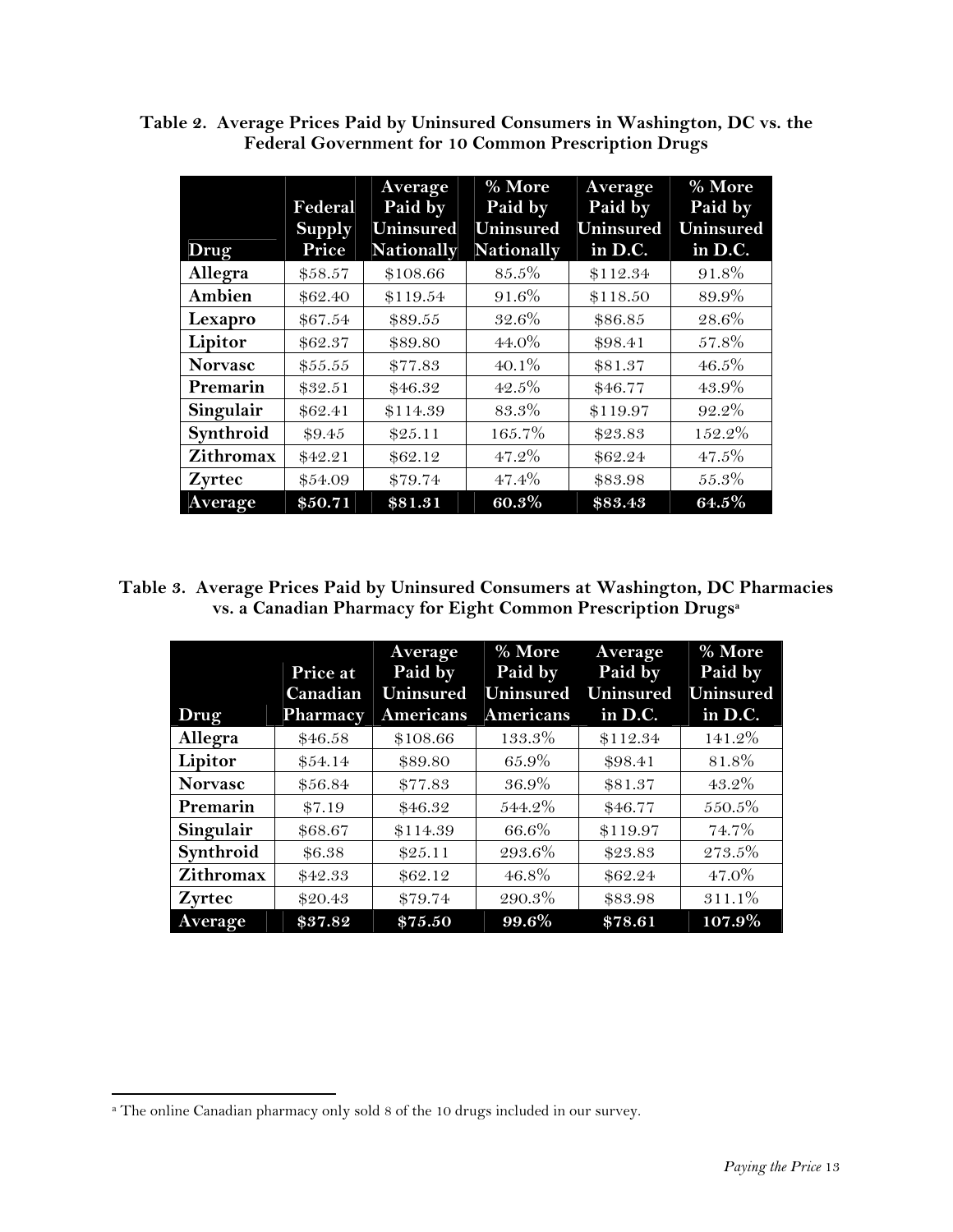**Table 2. Average Prices Paid by Uninsured Consumers in Washington, DC vs. the Federal Government for 10 Common Prescription Drugs**

| Drug | Federal Supply Price | Average Paid by Uninsured Nationally | % More Paid by Uninsured Nationally | Average Paid by Uninsured in D.C. | % More Paid by Uninsured in D.C. |
|---|---|---|---|---|---|
| **Allegra** | $58.57 | $108.66 | 85.5% | $112.34 | 91.8% |
| **Ambien** | $62.40 | $119.54 | 91.6% | $118.50 | 89.9% |
| **Lexapro** | $67.54 | $89.55 | 32.6% | $86.85 | 28.6% |
| **Lipitor** | $62.37 | $89.80 | 44.0% | $98.41 | 57.8% |
| **Norvasc** | $55.55 | $77.83 | 40.1% | $81.37 | 46.5% |
| **Premarin** | $32.51 | $46.32 | 42.5% | $46.77 | 43.9% |
| **Singulair** | $62.41 | $114.39 | 83.3% | $119.97 | 92.2% |
| **Synthroid** | $9.45 | $25.11 | 165.7% | $23.83 | 152.2% |
| **Zithromax** | $42.21 | $62.12 | 47.2% | $62.24 | 47.5% |
| **Zyrtec** | $54.09 | $79.74 | 47.4% | $83.98 | 55.3% |
| **Average** | **$50.71** | **$81.31** | **60.3%** | **$83.43** | **64.5%** |

**Table 3. Average Prices Paid by Uninsured Consumers at Washington, DC Pharmacies vs. a Canadian Pharmacy for Eight Common Prescription Drugs[a]**

| Drug | Price at Canadian Pharmacy | Average Paid by Uninsured Americans | % More Paid by Uninsured Americans | Average Paid by Uninsured in D.C. | % More Paid by Uninsured in D.C. |
|---|---|---|---|---|---|
| **Allegra** | $46.58 | $108.66 | 133.3% | $112.34 | 141.2% |
| **Lipitor** | $54.14 | $89.80 | 65.9% | $98.41 | 81.8% |
| **Norvasc** | $56.84 | $77.83 | 36.9% | $81.37 | 43.2% |
| **Premarin** | $7.19 | $46.32 | 544.2% | $46.77 | 550.5% |
| **Singulair** | $68.67 | $114.39 | 66.6% | $119.97 | 74.7% |
| **Synthroid** | $6.38 | $25.11 | 293.6% | $23.83 | 273.5% |
| **Zithromax** | $42.33 | $62.12 | 46.8% | $62.24 | 47.0% |
| **Zyrtec** | $20.43 | $79.74 | 290.3% | $83.98 | 311.1% |
| **Average** | **$37.82** | **$75.50** | **99.6%** | **$78.61** | **107.9%** |

[a] The online Canadian pharmacy only sold 8 of the 10 drugs included in our survey.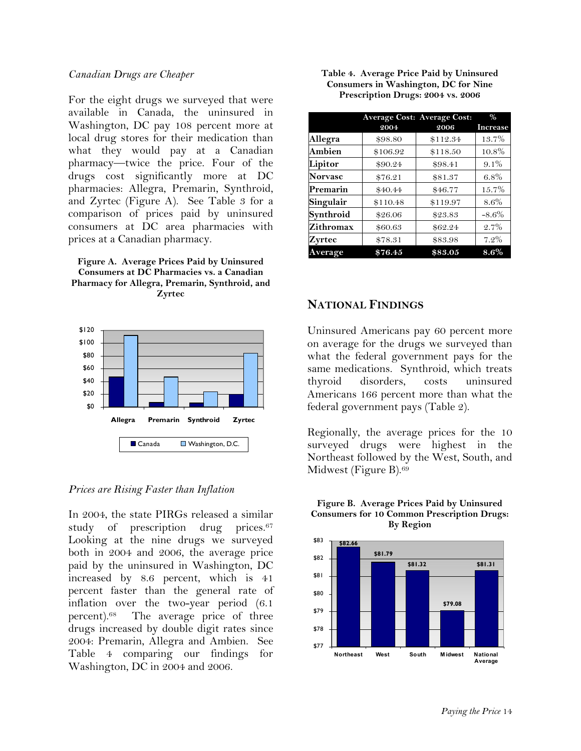*Canadian Drugs are Cheaper*

For the eight drugs we surveyed that were available in Canada, the uninsured in Washington, DC pay 108 percent more at local drug stores for their medication than what they would pay at a Canadian pharmacy—twice the price. Four of the drugs cost significantly more at DC pharmacies: Allegra, Premarin, Synthroid, and Zyrtec (Figure A). See Table 3 for a comparison of prices paid by uninsured consumers at DC area pharmacies with prices at a Canadian pharmacy.

**Figure A. Average Prices Paid by Uninsured Consumers at DC Pharmacies vs. a Canadian Pharmacy for Allegra, Premarin, Synthroid, and Zyrtec**

*Prices are Rising Faster than Inflation*

In 2004, the state PIRGs released a similar study of prescription drug prices.[67] Looking at the nine drugs we surveyed both in 2004 and 2006, the average price paid by the uninsured in Washington, DC increased by 8.6 percent, which is 41 percent faster than the general rate of inflation over the two-year period (6.1 percent).[68] The average price of three drugs increased by double digit rates since 2004: Premarin, Allegra and Ambien. See Table 4 comparing our findings for Washington, DC in 2004 and 2006.

**Table 4. Average Price Paid by Uninsured Consumers in Washington, DC for Nine Prescription Drugs: 2004 vs. 2006**

| | Average Cost: 2004 | Average Cost: 2006 | % Increase |
|---|---|---|---|
| **Allegra** | $98.80 | $112.34 | 13.7% |
| **Ambien** | $106.92 | $118.50 | 10.8% |
| **Lipitor** | $90.24 | $98.41 | 9.1% |
| **Norvasc** | $76.21 | $81.37 | 6.8% |
| **Premarin** | $40.44 | $46.77 | 15.7% |
| **Singulair** | $110.48 | $119.97 | 8.6% |
| **Synthroid** | $26.06 | $23.83 | -8.6% |
| **Zithromax** | $60.63 | $62.24 | 2.7% |
| **Zyrtec** | $78.31 | $83.98 | 7.2% |
| **Average** | **$76.45** | **$83.05** | **8.6%** |

## NATIONAL FINDINGS

Uninsured Americans pay 60 percent more on average for the drugs we surveyed than what the federal government pays for the same medications. Synthroid, which treats thyroid disorders, costs uninsured Americans 166 percent more than what the federal government pays (Table 2).

Regionally, the average prices for the 10 surveyed drugs were highest in the Northeast followed by the West, South, and Midwest (Figure B).[69]

**Figure B. Average Prices Paid by Uninsured Consumers for 10 Common Prescription Drugs: By Region**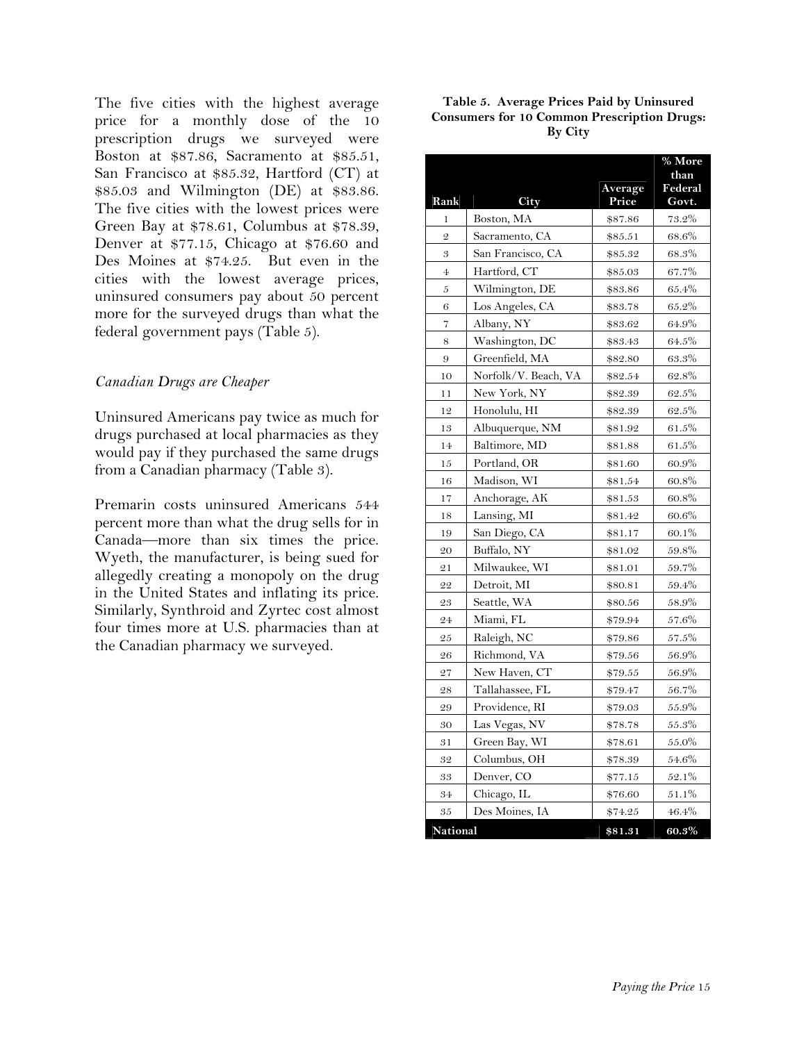The five cities with the highest average price for a monthly dose of the 10 prescription drugs we surveyed were Boston at $87.86, Sacramento at $85.51, San Francisco at $85.32, Hartford (CT) at $85.03 and Wilmington (DE) at $83.86. The five cities with the lowest prices were Green Bay at $78.61, Columbus at $78.39, Denver at $77.15, Chicago at $76.60 and Des Moines at $74.25. But even in the cities with the lowest average prices, uninsured consumers pay about 50 percent more for the surveyed drugs than what the federal government pays (Table 5).

*Canadian Drugs are Cheaper*

Uninsured Americans pay twice as much for drugs purchased at local pharmacies as they would pay if they purchased the same drugs from a Canadian pharmacy (Table 3).

Premarin costs uninsured Americans 544 percent more than what the drug sells for in Canada—more than six times the price. Wyeth, the manufacturer, is being sued for allegedly creating a monopoly on the drug in the United States and inflating its price. Similarly, Synthroid and Zyrtec cost almost four times more at U.S. pharmacies than at the Canadian pharmacy we surveyed.

**Table 5. Average Prices Paid by Uninsured Consumers for 10 Common Prescription Drugs: By City**

| Rank | City | Average Price | % More than Federal Govt. |
|---|---|---|---|
| 1 | Boston, MA | $87.86 | 73.2% |
| 2 | Sacramento, CA | $85.51 | 68.6% |
| 3 | San Francisco, CA | $85.32 | 68.3% |
| 4 | Hartford, CT | $85.03 | 67.7% |
| 5 | Wilmington, DE | $83.86 | 65.4% |
| 6 | Los Angeles, CA | $83.78 | 65.2% |
| 7 | Albany, NY | $83.62 | 64.9% |
| 8 | Washington, DC | $83.43 | 64.5% |
| 9 | Greenfield, MA | $82.80 | 63.3% |
| 10 | Norfolk/V. Beach, VA | $82.54 | 62.8% |
| 11 | New York, NY | $82.39 | 62.5% |
| 12 | Honolulu, HI | $82.39 | 62.5% |
| 13 | Albuquerque, NM | $81.92 | 61.5% |
| 14 | Baltimore, MD | $81.88 | 61.5% |
| 15 | Portland, OR | $81.60 | 60.9% |
| 16 | Madison, WI | $81.54 | 60.8% |
| 17 | Anchorage, AK | $81.53 | 60.8% |
| 18 | Lansing, MI | $81.42 | 60.6% |
| 19 | San Diego, CA | $81.17 | 60.1% |
| 20 | Buffalo, NY | $81.02 | 59.8% |
| 21 | Milwaukee, WI | $81.01 | 59.7% |
| 22 | Detroit, MI | $80.81 | 59.4% |
| 23 | Seattle, WA | $80.56 | 58.9% |
| 24 | Miami, FL | $79.94 | 57.6% |
| 25 | Raleigh, NC | $79.86 | 57.5% |
| 26 | Richmond, VA | $79.56 | 56.9% |
| 27 | New Haven, CT | $79.55 | 56.9% |
| 28 | Tallahassee, FL | $79.47 | 56.7% |
| 29 | Providence, RI | $79.03 | 55.9% |
| 30 | Las Vegas, NV | $78.78 | 55.3% |
| 31 | Green Bay, WI | $78.61 | 55.0% |
| 32 | Columbus, OH | $78.39 | 54.6% |
| 33 | Denver, CO | $77.15 | 52.1% |
| 34 | Chicago, IL | $76.60 | 51.1% |
| 35 | Des Moines, IA | $74.25 | 46.4% |
| **National** | | **$81.31** | **60.3%** |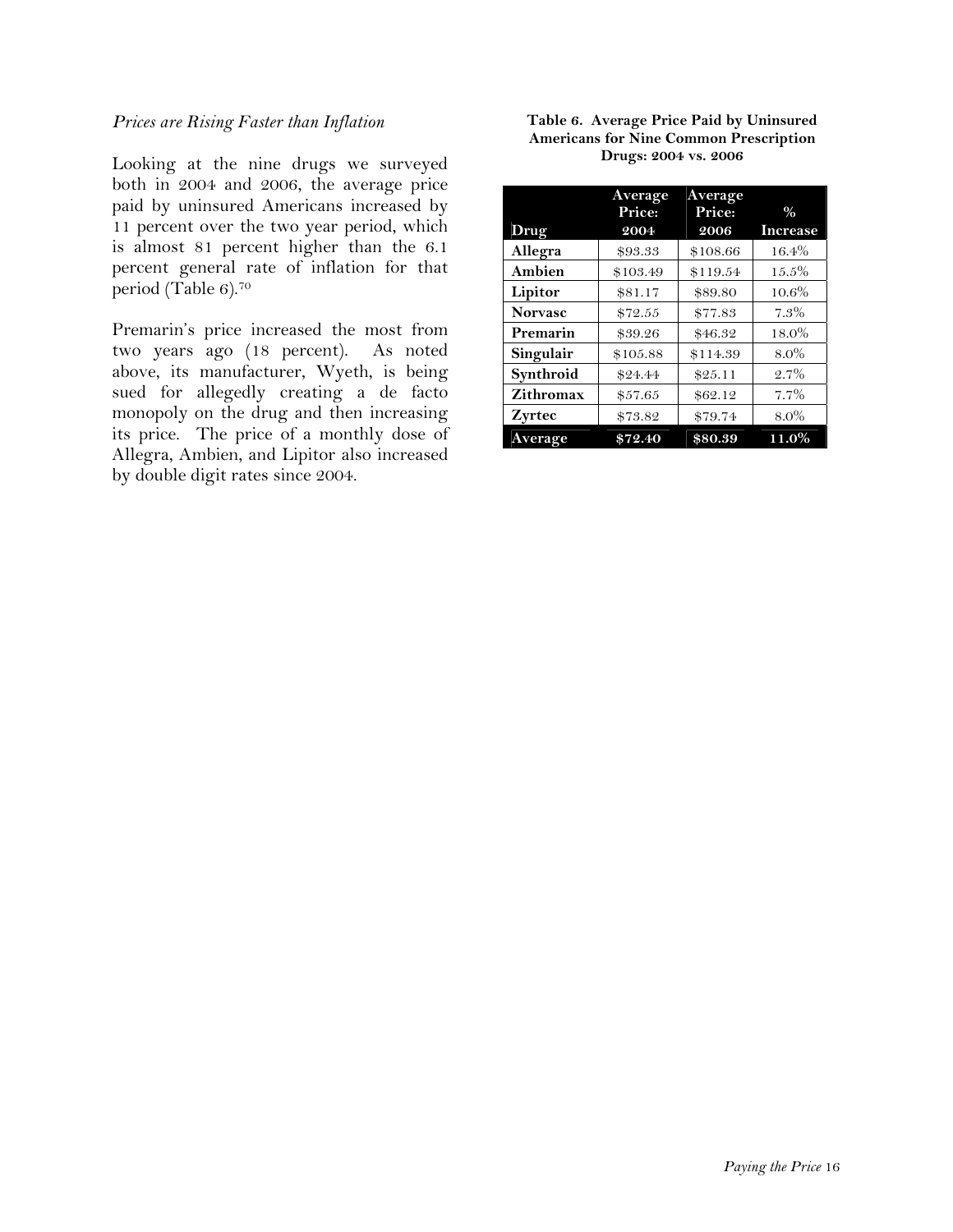*Prices are Rising Faster than Inflation*

Looking at the nine drugs we surveyed both in 2004 and 2006, the average price paid by uninsured Americans increased by 11 percent over the two year period, which is almost 81 percent higher than the 6.1 percent general rate of inflation for that period (Table 6).[70]

Premarin's price increased the most from two years ago (18 percent). As noted above, its manufacturer, Wyeth, is being sued for allegedly creating a de facto monopoly on the drug and then increasing its price. The price of a monthly dose of Allegra, Ambien, and Lipitor also increased by double digit rates since 2004.

**Table 6. Average Price Paid by Uninsured Americans for Nine Common Prescription Drugs: 2004 vs. 2006**

| Drug | Average Price: 2004 | Average Price: 2006 | % Increase |
|---|---|---|---|
| **Allegra** | $93.33 | $108.66 | 16.4% |
| **Ambien** | $103.49 | $119.54 | 15.5% |
| **Lipitor** | $81.17 | $89.80 | 10.6% |
| **Norvasc** | $72.55 | $77.83 | 7.3% |
| **Premarin** | $39.26 | $46.32 | 18.0% |
| **Singulair** | $105.88 | $114.39 | 8.0% |
| **Synthroid** | $24.44 | $25.11 | 2.7% |
| **Zithromax** | $57.65 | $62.12 | 7.7% |
| **Zyrtec** | $73.82 | $79.74 | 8.0% |
| **Average** | **$72.40** | **$80.39** | **11.0%** |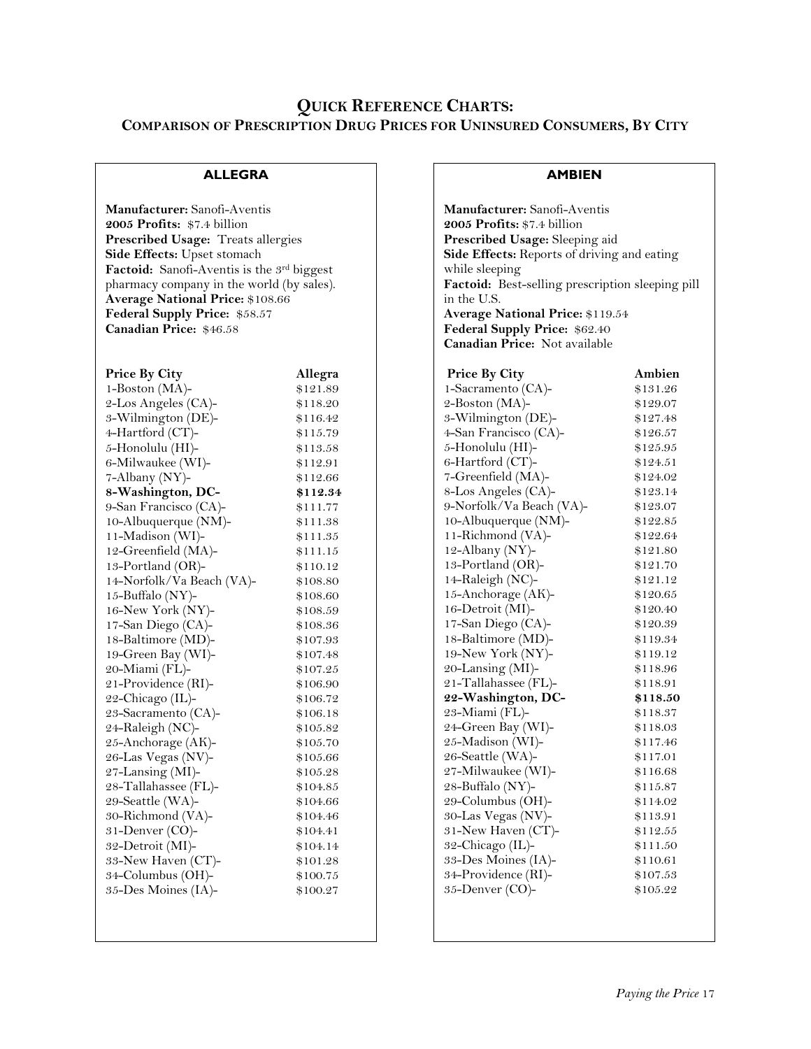## QUICK REFERENCE CHARTS:
### COMPARISON OF PRESCRIPTION DRUG PRICES FOR UNINSURED CONSUMERS, BY CITY

### ALLEGRA

**Manufacturer:** Sanofi-Aventis
**2005 Profits:** $7.4 billion
**Prescribed Usage:** Treats allergies
**Side Effects:** Upset stomach
**Factoid:** Sanofi-Aventis is the 3rd biggest pharmacy company in the world (by sales).
**Average National Price:** $108.66
**Federal Supply Price:** $58.57
**Canadian Price:** $46.58

| Price By City | Allegra |
|---|---|
| 1-Boston (MA)- | $121.89 |
| 2-Los Angeles (CA)- | $118.20 |
| 3-Wilmington (DE)- | $116.42 |
| 4-Hartford (CT)- | $115.79 |
| 5-Honolulu (HI)- | $113.58 |
| 6-Milwaukee (WI)- | $112.91 |
| 7-Albany (NY)- | $112.66 |
| **8-Washington, DC-** | **$112.34** |
| 9-San Francisco (CA)- | $111.77 |
| 10-Albuquerque (NM)- | $111.38 |
| 11-Madison (WI)- | $111.35 |
| 12-Greenfield (MA)- | $111.15 |
| 13-Portland (OR)- | $110.12 |
| 14-Norfolk/Va Beach (VA)- | $108.80 |
| 15-Buffalo (NY)- | $108.60 |
| 16-New York (NY)- | $108.59 |
| 17-San Diego (CA)- | $108.36 |
| 18-Baltimore (MD)- | $107.93 |
| 19-Green Bay (WI)- | $107.48 |
| 20-Miami (FL)- | $107.25 |
| 21-Providence (RI)- | $106.90 |
| 22-Chicago (IL)- | $106.72 |
| 23-Sacramento (CA)- | $106.18 |
| 24-Raleigh (NC)- | $105.82 |
| 25-Anchorage (AK)- | $105.70 |
| 26-Las Vegas (NV)- | $105.66 |
| 27-Lansing (MI)- | $105.28 |
| 28-Tallahassee (FL)- | $104.85 |
| 29-Seattle (WA)- | $104.66 |
| 30-Richmond (VA)- | $104.46 |
| 31-Denver (CO)- | $104.41 |
| 32-Detroit (MI)- | $104.14 |
| 33-New Haven (CT)- | $101.28 |
| 34-Columbus (OH)- | $100.75 |
| 35-Des Moines (IA)- | $100.27 |

### AMBIEN

**Manufacturer:** Sanofi-Aventis
**2005 Profits:** $7.4 billion
**Prescribed Usage:** Sleeping aid
**Side Effects:** Reports of driving and eating while sleeping
**Factoid:** Best-selling prescription sleeping pill in the U.S.
**Average National Price:** $119.54
**Federal Supply Price:** $62.40
**Canadian Price:** Not available

| Price By City | Ambien |
|---|---|
| 1-Sacramento (CA)- | $131.26 |
| 2-Boston (MA)- | $129.07 |
| 3-Wilmington (DE)- | $127.48 |
| 4-San Francisco (CA)- | $126.57 |
| 5-Honolulu (HI)- | $125.95 |
| 6-Hartford (CT)- | $124.51 |
| 7-Greenfield (MA)- | $124.02 |
| 8-Los Angeles (CA)- | $123.14 |
| 9-Norfolk/Va Beach (VA)- | $123.07 |
| 10-Albuquerque (NM)- | $122.85 |
| 11-Richmond (VA)- | $122.64 |
| 12-Albany (NY)- | $121.80 |
| 13-Portland (OR)- | $121.70 |
| 14-Raleigh (NC)- | $121.12 |
| 15-Anchorage (AK)- | $120.65 |
| 16-Detroit (MI)- | $120.40 |
| 17-San Diego (CA)- | $120.39 |
| 18-Baltimore (MD)- | $119.34 |
| 19-New York (NY)- | $119.12 |
| 20-Lansing (MI)- | $118.96 |
| 21-Tallahassee (FL)- | $118.91 |
| **22-Washington, DC-** | **$118.50** |
| 23-Miami (FL)- | $118.37 |
| 24-Green Bay (WI)- | $118.03 |
| 25-Madison (WI)- | $117.46 |
| 26-Seattle (WA)- | $117.01 |
| 27-Milwaukee (WI)- | $116.68 |
| 28-Buffalo (NY)- | $115.87 |
| 29-Columbus (OH)- | $114.02 |
| 30-Las Vegas (NV)- | $113.91 |
| 31-New Haven (CT)- | $112.55 |
| 32-Chicago (IL)- | $111.50 |
| 33-Des Moines (IA)- | $110.61 |
| 34-Providence (RI)- | $107.53 |
| 35-Denver (CO)- | $105.22 |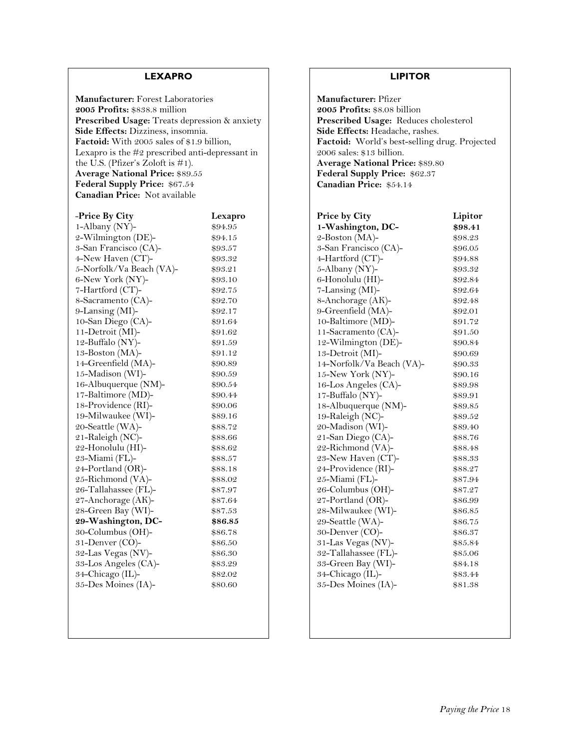## LEXAPRO

**Manufacturer:** Forest Laboratories
**2005 Profits:** $838.8 million
**Prescribed Usage:** Treats depression & anxiety
**Side Effects:** Dizziness, insomnia.
**Factoid:** With 2005 sales of $1.9 billion, Lexapro is the #2 prescribed anti-depressant in the U.S. (Pfizer's Zoloft is #1).
**Average National Price:** $89.55
**Federal Supply Price:** $67.54
**Canadian Price:** Not available

| -Price By City | Lexapro |
|---|---|
| 1-Albany (NY)- | $94.95 |
| 2-Wilmington (DE)- | $94.15 |
| 3-San Francisco (CA)- | $93.57 |
| 4-New Haven (CT)- | $93.32 |
| 5-Norfolk/Va Beach (VA)- | $93.21 |
| 6-New York (NY)- | $93.10 |
| 7-Hartford (CT)- | $92.75 |
| 8-Sacramento (CA)- | $92.70 |
| 9-Lansing (MI)- | $92.17 |
| 10-San Diego (CA)- | $91.64 |
| 11-Detroit (MI)- | $91.62 |
| 12-Buffalo (NY)- | $91.59 |
| 13-Boston (MA)- | $91.12 |
| 14-Greenfield (MA)- | $90.89 |
| 15-Madison (WI)- | $90.59 |
| 16-Albuquerque (NM)- | $90.54 |
| 17-Baltimore (MD)- | $90.44 |
| 18-Providence (RI)- | $90.06 |
| 19-Milwaukee (WI)- | $89.16 |
| 20-Seattle (WA)- | $88.72 |
| 21-Raleigh (NC)- | $88.66 |
| 22-Honolulu (HI)- | $88.62 |
| 23-Miami (FL)- | $88.57 |
| 24-Portland (OR)- | $88.18 |
| 25-Richmond (VA)- | $88.02 |
| 26-Tallahassee (FL)- | $87.97 |
| 27-Anchorage (AK)- | $87.64 |
| 28-Green Bay (WI)- | $87.53 |
| **29-Washington, DC-** | **$86.85** |
| 30-Columbus (OH)- | $86.78 |
| 31-Denver (CO)- | $86.50 |
| 32-Las Vegas (NV)- | $86.30 |
| 33-Los Angeles (CA)- | $83.29 |
| 34-Chicago (IL)- | $82.02 |
| 35-Des Moines (IA)- | $80.60 |

## LIPITOR

**Manufacturer:** Pfizer
**2005 Profits:** $8.08 billion
**Prescribed Usage:** Reduces cholesterol
**Side Effects:** Headache, rashes.
**Factoid:** World's best-selling drug. Projected 2006 sales: $13 billion.
**Average National Price:** $89.80
**Federal Supply Price:** $62.37
**Canadian Price:** $54.14

| Price by City | Lipitor |
|---|---|
| **1-Washington, DC-** | **$98.41** |
| 2-Boston (MA)- | $98.23 |
| 3-San Francisco (CA)- | $96.05 |
| 4-Hartford (CT)- | $94.88 |
| 5-Albany (NY)- | $93.32 |
| 6-Honolulu (HI)- | $92.84 |
| 7-Lansing (MI)- | $92.64 |
| 8-Anchorage (AK)- | $92.48 |
| 9-Greenfield (MA)- | $92.01 |
| 10-Baltimore (MD)- | $91.72 |
| 11-Sacramento (CA)- | $91.50 |
| 12-Wilmington (DE)- | $90.84 |
| 13-Detroit (MI)- | $90.69 |
| 14-Norfolk/Va Beach (VA)- | $90.33 |
| 15-New York (NY)- | $90.16 |
| 16-Los Angeles (CA)- | $89.98 |
| 17-Buffalo (NY)- | $89.91 |
| 18-Albuquerque (NM)- | $89.85 |
| 19-Raleigh (NC)- | $89.52 |
| 20-Madison (WI)- | $89.40 |
| 21-San Diego (CA)- | $88.76 |
| 22-Richmond (VA)- | $88.48 |
| 23-New Haven (CT)- | $88.33 |
| 24-Providence (RI)- | $88.27 |
| 25-Miami (FL)- | $87.94 |
| 26-Columbus (OH)- | $87.27 |
| 27-Portland (OR)- | $86.99 |
| 28-Milwaukee (WI)- | $86.85 |
| 29-Seattle (WA)- | $86.75 |
| 30-Denver (CO)- | $86.37 |
| 31-Las Vegas (NV)- | $85.84 |
| 32-Tallahassee (FL)- | $85.06 |
| 33-Green Bay (WI)- | $84.18 |
| 34-Chicago (IL)- | $83.44 |
| 35-Des Moines (IA)- | $81.38 |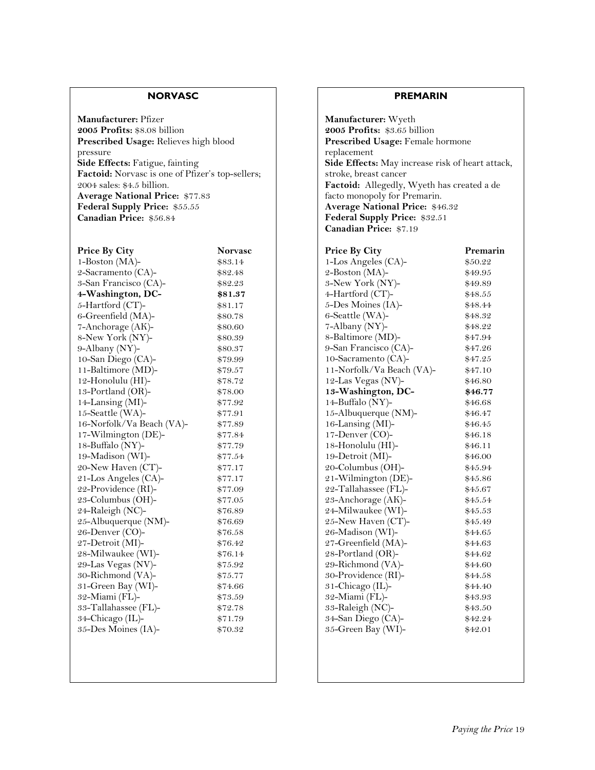## NORVASC

**Manufacturer:** Pfizer
**2005 Profits:** $8.08 billion
**Prescribed Usage:** Relieves high blood pressure
**Side Effects:** Fatigue, fainting
**Factoid:** Norvasc is one of Pfizer's top-sellers; 2004 sales: $4.5 billion.
**Average National Price:** $77.83
**Federal Supply Price:** $55.55
**Canadian Price:** $56.84

| Price By City | Norvasc |
|---|---|
| 1-Boston (MA)- | $83.14 |
| 2-Sacramento (CA)- | $82.48 |
| 3-San Francisco (CA)- | $82.23 |
| **4-Washington, DC-** | **$81.37** |
| 5-Hartford (CT)- | $81.17 |
| 6-Greenfield (MA)- | $80.78 |
| 7-Anchorage (AK)- | $80.60 |
| 8-New York (NY)- | $80.39 |
| 9-Albany (NY)- | $80.37 |
| 10-San Diego (CA)- | $79.99 |
| 11-Baltimore (MD)- | $79.57 |
| 12-Honolulu (HI)- | $78.72 |
| 13-Portland (OR)- | $78.00 |
| 14-Lansing (MI)- | $77.92 |
| 15-Seattle (WA)- | $77.91 |
| 16-Norfolk/Va Beach (VA)- | $77.89 |
| 17-Wilmington (DE)- | $77.84 |
| 18-Buffalo (NY)- | $77.79 |
| 19-Madison (WI)- | $77.54 |
| 20-New Haven (CT)- | $77.17 |
| 21-Los Angeles (CA)- | $77.17 |
| 22-Providence (RI)- | $77.09 |
| 23-Columbus (OH)- | $77.05 |
| 24-Raleigh (NC)- | $76.89 |
| 25-Albuquerque (NM)- | $76.69 |
| 26-Denver (CO)- | $76.58 |
| 27-Detroit (MI)- | $76.42 |
| 28-Milwaukee (WI)- | $76.14 |
| 29-Las Vegas (NV)- | $75.92 |
| 30-Richmond (VA)- | $75.77 |
| 31-Green Bay (WI)- | $74.66 |
| 32-Miami (FL)- | $73.59 |
| 33-Tallahassee (FL)- | $72.78 |
| 34-Chicago (IL)- | $71.79 |
| 35-Des Moines (IA)- | $70.32 |

## PREMARIN

**Manufacturer:** Wyeth
**2005 Profits:** $3.65 billion
**Prescribed Usage:** Female hormone replacement
**Side Effects:** May increase risk of heart attack, stroke, breast cancer
**Factoid:** Allegedly, Wyeth has created a de facto monopoly for Premarin.
**Average National Price:** $46.32
**Federal Supply Price:** $32.51
**Canadian Price:** $7.19

| Price By City | Premarin |
|---|---|
| 1-Los Angeles (CA)- | $50.22 |
| 2-Boston (MA)- | $49.95 |
| 3-New York (NY)- | $49.89 |
| 4-Hartford (CT)- | $48.55 |
| 5-Des Moines (IA)- | $48.44 |
| 6-Seattle (WA)- | $48.32 |
| 7-Albany (NY)- | $48.22 |
| 8-Baltimore (MD)- | $47.94 |
| 9-San Francisco (CA)- | $47.26 |
| 10-Sacramento (CA)- | $47.25 |
| 11-Norfolk/Va Beach (VA)- | $47.10 |
| 12-Las Vegas (NV)- | $46.80 |
| **13-Washington, DC-** | **$46.77** |
| 14-Buffalo (NY)- | $46.68 |
| 15-Albuquerque (NM)- | $46.47 |
| 16-Lansing (MI)- | $46.45 |
| 17-Denver (CO)- | $46.18 |
| 18-Honolulu (HI)- | $46.11 |
| 19-Detroit (MI)- | $46.00 |
| 20-Columbus (OH)- | $45.94 |
| 21-Wilmington (DE)- | $45.86 |
| 22-Tallahassee (FL)- | $45.67 |
| 23-Anchorage (AK)- | $45.54 |
| 24-Milwaukee (WI)- | $45.53 |
| 25-New Haven (CT)- | $45.49 |
| 26-Madison (WI)- | $44.65 |
| 27-Greenfield (MA)- | $44.63 |
| 28-Portland (OR)- | $44.62 |
| 29-Richmond (VA)- | $44.60 |
| 30-Providence (RI)- | $44.58 |
| 31-Chicago (IL)- | $44.40 |
| 32-Miami (FL)- | $43.93 |
| 33-Raleigh (NC)- | $43.50 |
| 34-San Diego (CA)- | $42.24 |
| 35-Green Bay (WI)- | $42.01 |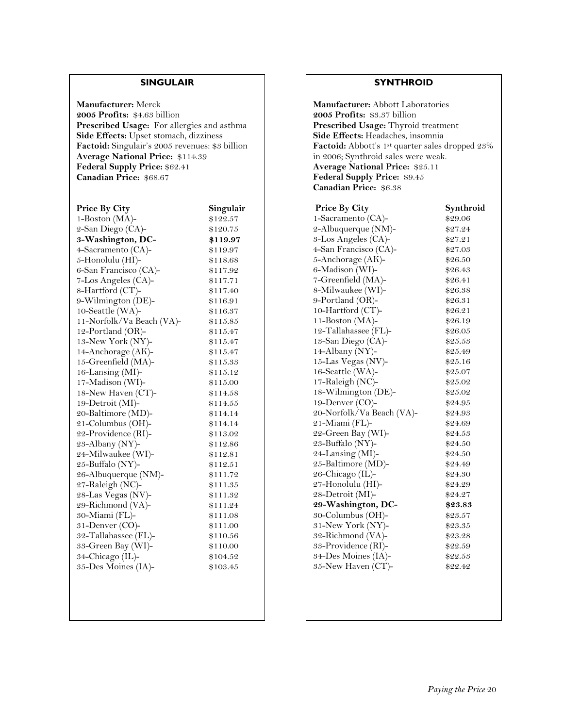## SINGULAIR

**Manufacturer:** Merck
**2005 Profits:** $4.63 billion
**Prescribed Usage:** For allergies and asthma
**Side Effects:** Upset stomach, dizziness
**Factoid:** Singulair's 2005 revenues: $3 billion
**Average National Price:** $114.39
**Federal Supply Price:** $62.41
**Canadian Price:** $68.67

| Price By City | Singulair |
|---|---|
| 1-Boston (MA)- | $122.57 |
| 2-San Diego (CA)- | $120.75 |
| **3-Washington, DC-** | **$119.97** |
| 4-Sacramento (CA)- | $119.97 |
| 5-Honolulu (HI)- | $118.68 |
| 6-San Francisco (CA)- | $117.92 |
| 7-Los Angeles (CA)- | $117.71 |
| 8-Hartford (CT)- | $117.40 |
| 9-Wilmington (DE)- | $116.91 |
| 10-Seattle (WA)- | $116.37 |
| 11-Norfolk/Va Beach (VA)- | $115.85 |
| 12-Portland (OR)- | $115.47 |
| 13-New York (NY)- | $115.47 |
| 14-Anchorage (AK)- | $115.47 |
| 15-Greenfield (MA)- | $115.33 |
| 16-Lansing (MI)- | $115.12 |
| 17-Madison (WI)- | $115.00 |
| 18-New Haven (CT)- | $114.58 |
| 19-Detroit (MI)- | $114.55 |
| 20-Baltimore (MD)- | $114.14 |
| 21-Columbus (OH)- | $114.14 |
| 22-Providence (RI)- | $113.02 |
| 23-Albany (NY)- | $112.86 |
| 24-Milwaukee (WI)- | $112.81 |
| 25-Buffalo (NY)- | $112.51 |
| 26-Albuquerque (NM)- | $111.72 |
| 27-Raleigh (NC)- | $111.35 |
| 28-Las Vegas (NV)- | $111.32 |
| 29-Richmond (VA)- | $111.24 |
| 30-Miami (FL)- | $111.08 |
| 31-Denver (CO)- | $111.00 |
| 32-Tallahassee (FL)- | $110.56 |
| 33-Green Bay (WI)- | $110.00 |
| 34-Chicago (IL)- | $104.52 |
| 35-Des Moines (IA)- | $103.45 |

## SYNTHROID

**Manufacturer:** Abbott Laboratories
**2005 Profits:** $3.37 billion
**Prescribed Usage:** Thyroid treatment
**Side Effects:** Headaches, insomnia
**Factoid:** Abbott's 1st quarter sales dropped 23% in 2006; Synthroid sales were weak.
**Average National Price:** $25.11
**Federal Supply Price:** $9.45
**Canadian Price:** $6.38

| Price By City | Synthroid |
|---|---|
| 1-Sacramento (CA)- | $29.06 |
| 2-Albuquerque (NM)- | $27.24 |
| 3-Los Angeles (CA)- | $27.21 |
| 4-San Francisco (CA)- | $27.03 |
| 5-Anchorage (AK)- | $26.50 |
| 6-Madison (WI)- | $26.43 |
| 7-Greenfield (MA)- | $26.41 |
| 8-Milwaukee (WI)- | $26.38 |
| 9-Portland (OR)- | $26.31 |
| 10-Hartford (CT)- | $26.21 |
| 11-Boston (MA)- | $26.19 |
| 12-Tallahassee (FL)- | $26.05 |
| 13-San Diego (CA)- | $25.53 |
| 14-Albany (NY)- | $25.49 |
| 15-Las Vegas (NV)- | $25.16 |
| 16-Seattle (WA)- | $25.07 |
| 17-Raleigh (NC)- | $25.02 |
| 18-Wilmington (DE)- | $25.02 |
| 19-Denver (CO)- | $24.95 |
| 20-Norfolk/Va Beach (VA)- | $24.93 |
| 21-Miami (FL)- | $24.69 |
| 22-Green Bay (WI)- | $24.53 |
| 23-Buffalo (NY)- | $24.50 |
| 24-Lansing (MI)- | $24.50 |
| 25-Baltimore (MD)- | $24.49 |
| 26-Chicago (IL)- | $24.30 |
| 27-Honolulu (HI)- | $24.29 |
| 28-Detroit (MI)- | $24.27 |
| **29-Washington, DC-** | **$23.83** |
| 30-Columbus (OH)- | $23.57 |
| 31-New York (NY)- | $23.35 |
| 32-Richmond (VA)- | $23.28 |
| 33-Providence (RI)- | $22.59 |
| 34-Des Moines (IA)- | $22.53 |
| 35-New Haven (CT)- | $22.42 |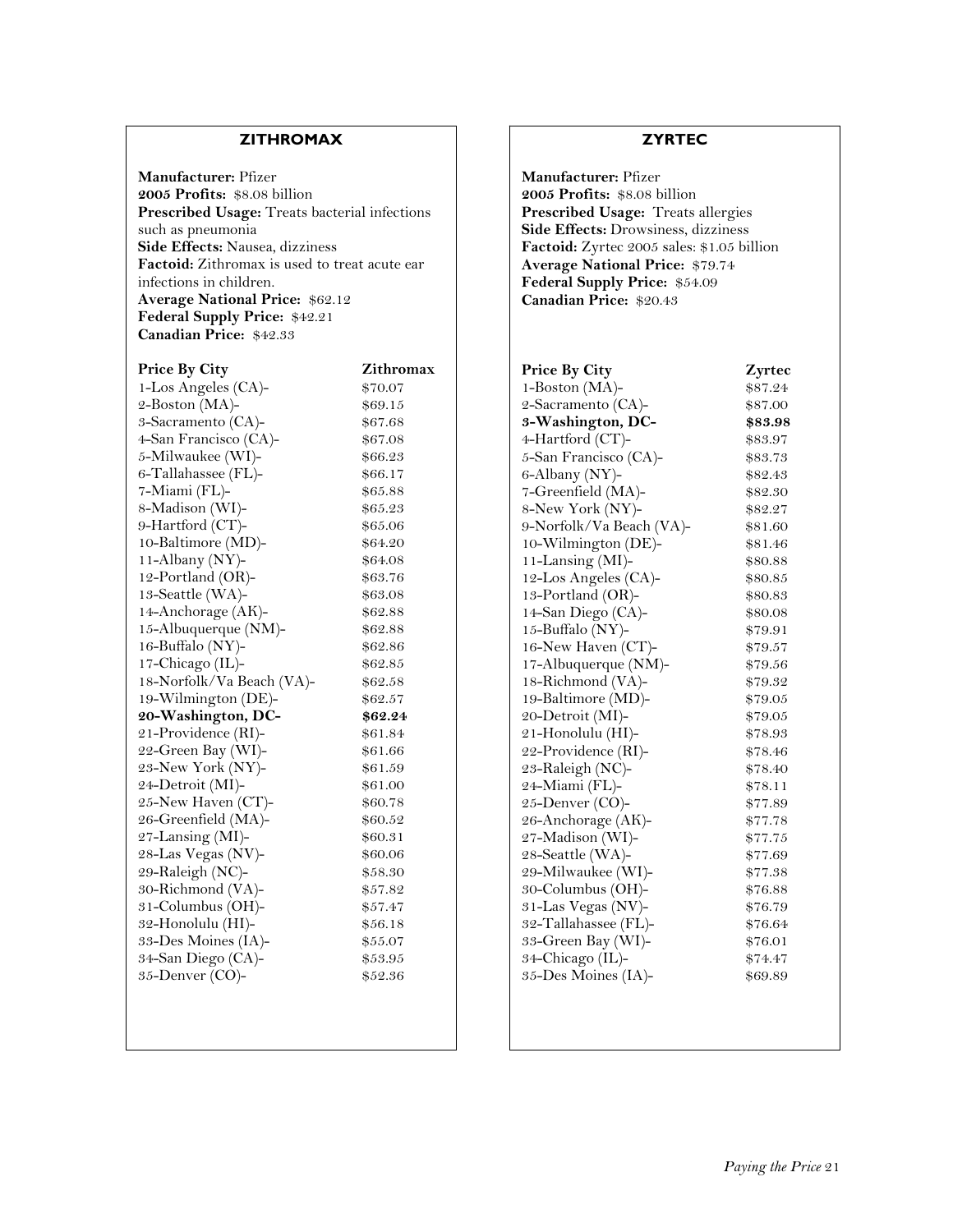## ZITHROMAX

**Manufacturer:** Pfizer
**2005 Profits:** $8.08 billion
**Prescribed Usage:** Treats bacterial infections such as pneumonia
**Side Effects:** Nausea, dizziness
**Factoid:** Zithromax is used to treat acute ear infections in children.
**Average National Price:** $62.12
**Federal Supply Price:** $42.21
**Canadian Price:** $42.33

| Price By City | Zithromax |
|---|---|
| 1-Los Angeles (CA)- | $70.07 |
| 2-Boston (MA)- | $69.15 |
| 3-Sacramento (CA)- | $67.68 |
| 4-San Francisco (CA)- | $67.08 |
| 5-Milwaukee (WI)- | $66.23 |
| 6-Tallahassee (FL)- | $66.17 |
| 7-Miami (FL)- | $65.88 |
| 8-Madison (WI)- | $65.23 |
| 9-Hartford (CT)- | $65.06 |
| 10-Baltimore (MD)- | $64.20 |
| 11-Albany (NY)- | $64.08 |
| 12-Portland (OR)- | $63.76 |
| 13-Seattle (WA)- | $63.08 |
| 14-Anchorage (AK)- | $62.88 |
| 15-Albuquerque (NM)- | $62.88 |
| 16-Buffalo (NY)- | $62.86 |
| 17-Chicago (IL)- | $62.85 |
| 18-Norfolk/Va Beach (VA)- | $62.58 |
| 19-Wilmington (DE)- | $62.57 |
| **20-Washington, DC-** | **$62.24** |
| 21-Providence (RI)- | $61.84 |
| 22-Green Bay (WI)- | $61.66 |
| 23-New York (NY)- | $61.59 |
| 24-Detroit (MI)- | $61.00 |
| 25-New Haven (CT)- | $60.78 |
| 26-Greenfield (MA)- | $60.52 |
| 27-Lansing (MI)- | $60.31 |
| 28-Las Vegas (NV)- | $60.06 |
| 29-Raleigh (NC)- | $58.30 |
| 30-Richmond (VA)- | $57.82 |
| 31-Columbus (OH)- | $57.47 |
| 32-Honolulu (HI)- | $56.18 |
| 33-Des Moines (IA)- | $55.07 |
| 34-San Diego (CA)- | $53.95 |
| 35-Denver (CO)- | $52.36 |

## ZYRTEC

**Manufacturer:** Pfizer
**2005 Profits:** $8.08 billion
**Prescribed Usage:** Treats allergies
**Side Effects:** Drowsiness, dizziness
**Factoid:** Zyrtec 2005 sales: $1.05 billion
**Average National Price:** $79.74
**Federal Supply Price:** $54.09
**Canadian Price:** $20.43

| Price By City | Zyrtec |
|---|---|
| 1-Boston (MA)- | $87.24 |
| 2-Sacramento (CA)- | $87.00 |
| **3-Washington, DC-** | **$83.98** |
| 4-Hartford (CT)- | $83.97 |
| 5-San Francisco (CA)- | $83.73 |
| 6-Albany (NY)- | $82.43 |
| 7-Greenfield (MA)- | $82.30 |
| 8-New York (NY)- | $82.27 |
| 9-Norfolk/Va Beach (VA)- | $81.60 |
| 10-Wilmington (DE)- | $81.46 |
| 11-Lansing (MI)- | $80.88 |
| 12-Los Angeles (CA)- | $80.85 |
| 13-Portland (OR)- | $80.83 |
| 14-San Diego (CA)- | $80.08 |
| 15-Buffalo (NY)- | $79.91 |
| 16-New Haven (CT)- | $79.57 |
| 17-Albuquerque (NM)- | $79.56 |
| 18-Richmond (VA)- | $79.32 |
| 19-Baltimore (MD)- | $79.05 |
| 20-Detroit (MI)- | $79.05 |
| 21-Honolulu (HI)- | $78.93 |
| 22-Providence (RI)- | $78.46 |
| 23-Raleigh (NC)- | $78.40 |
| 24-Miami (FL)- | $78.11 |
| 25-Denver (CO)- | $77.89 |
| 26-Anchorage (AK)- | $77.78 |
| 27-Madison (WI)- | $77.75 |
| 28-Seattle (WA)- | $77.69 |
| 29-Milwaukee (WI)- | $77.38 |
| 30-Columbus (OH)- | $76.88 |
| 31-Las Vegas (NV)- | $76.79 |
| 32-Tallahassee (FL)- | $76.64 |
| 33-Green Bay (WI)- | $76.01 |
| 34-Chicago (IL)- | $74.47 |
| 35-Des Moines (IA)- | $69.89 |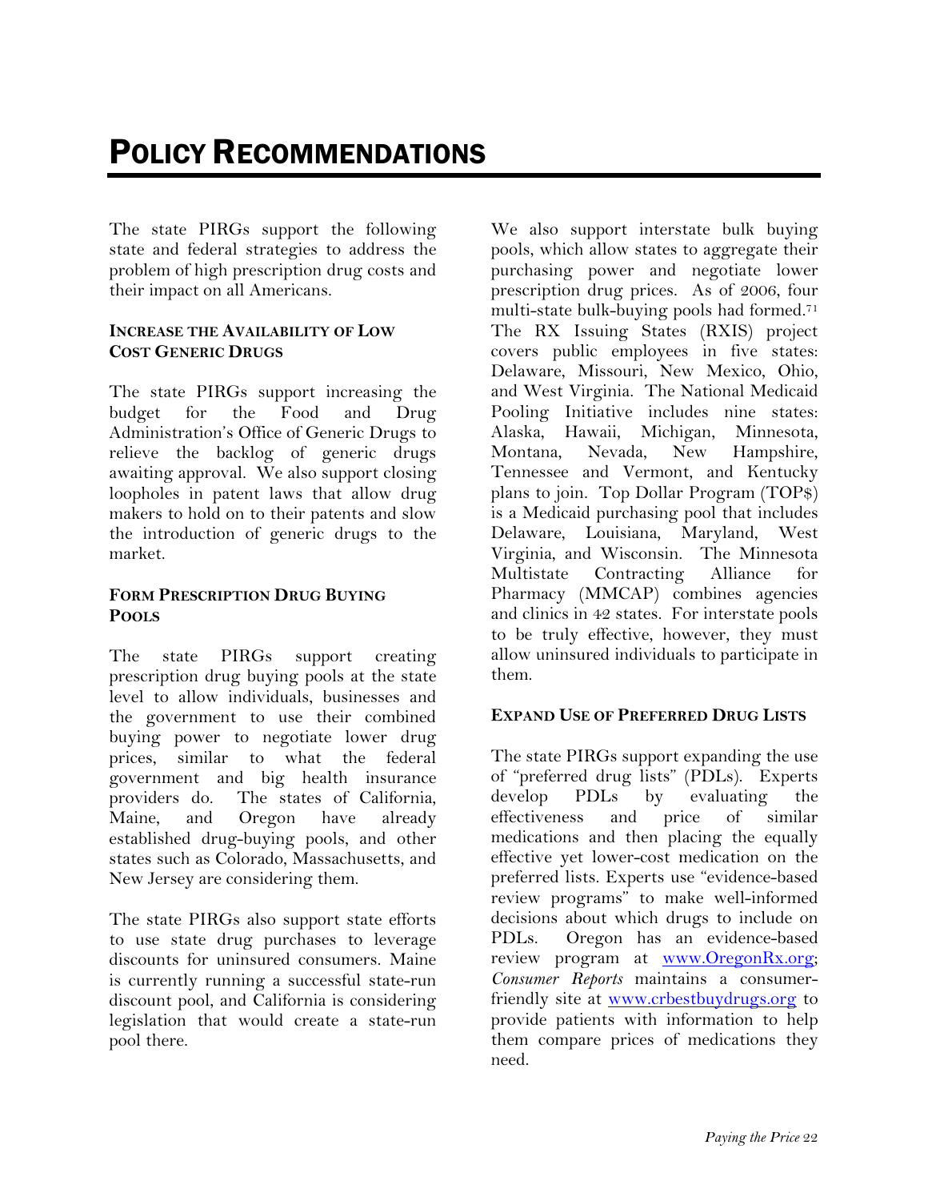# Policy Recommendations

The state PIRGs support the following state and federal strategies to address the problem of high prescription drug costs and their impact on all Americans.

### Increase the Availability of Low Cost Generic Drugs

The state PIRGs support increasing the budget for the Food and Drug Administration's Office of Generic Drugs to relieve the backlog of generic drugs awaiting approval. We also support closing loopholes in patent laws that allow drug makers to hold on to their patents and slow the introduction of generic drugs to the market.

### Form Prescription Drug Buying Pools

The state PIRGs support creating prescription drug buying pools at the state level to allow individuals, businesses and the government to use their combined buying power to negotiate lower drug prices, similar to what the federal government and big health insurance providers do. The states of California, Maine, and Oregon have already established drug-buying pools, and other states such as Colorado, Massachusetts, and New Jersey are considering them.

The state PIRGs also support state efforts to use state drug purchases to leverage discounts for uninsured consumers. Maine is currently running a successful state-run discount pool, and California is considering legislation that would create a state-run pool there.

We also support interstate bulk buying pools, which allow states to aggregate their purchasing power and negotiate lower prescription drug prices. As of 2006, four multi-state bulk-buying pools had formed.[71] The RX Issuing States (RXIS) project covers public employees in five states: Delaware, Missouri, New Mexico, Ohio, and West Virginia. The National Medicaid Pooling Initiative includes nine states: Alaska, Hawaii, Michigan, Minnesota, Montana, Nevada, New Hampshire, Tennessee and Vermont, and Kentucky plans to join. Top Dollar Program (TOP$) is a Medicaid purchasing pool that includes Delaware, Louisiana, Maryland, West Virginia, and Wisconsin. The Minnesota Multistate Contracting Alliance for Pharmacy (MMCAP) combines agencies and clinics in 42 states. For interstate pools to be truly effective, however, they must allow uninsured individuals to participate in them.

### Expand Use of Preferred Drug Lists

The state PIRGs support expanding the use of "preferred drug lists" (PDLs). Experts develop PDLs by evaluating the effectiveness and price of similar medications and then placing the equally effective yet lower-cost medication on the preferred lists. Experts use "evidence-based review programs" to make well-informed decisions about which drugs to include on PDLs. Oregon has an evidence-based review program at www.OregonRx.org; *Consumer Reports* maintains a consumer-friendly site at www.crbestbuydrugs.org to provide patients with information to help them compare prices of medications they need.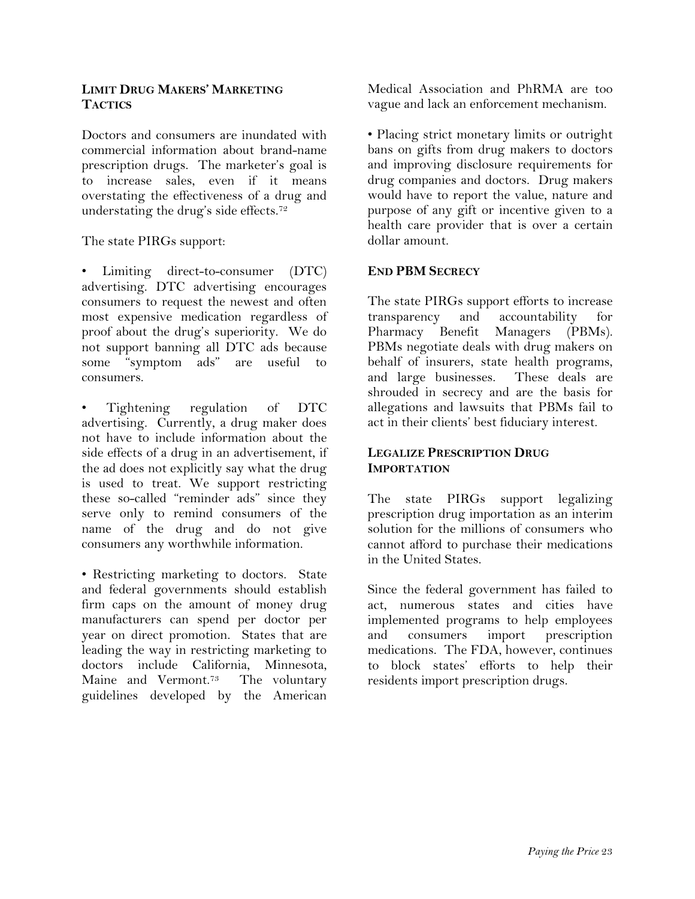## Limit Drug Makers' Marketing Tactics

Doctors and consumers are inundated with commercial information about brand-name prescription drugs. The marketer's goal is to increase sales, even if it means overstating the effectiveness of a drug and understating the drug's side effects.[72]

The state PIRGs support:

- Limiting direct-to-consumer (DTC) advertising. DTC advertising encourages consumers to request the newest and often most expensive medication regardless of proof about the drug's superiority. We do not support banning all DTC ads because some "symptom ads" are useful to consumers.

- Tightening regulation of DTC advertising. Currently, a drug maker does not have to include information about the side effects of a drug in an advertisement, if the ad does not explicitly say what the drug is used to treat. We support restricting these so-called "reminder ads" since they serve only to remind consumers of the name of the drug and do not give consumers any worthwhile information.

- Restricting marketing to doctors. State and federal governments should establish firm caps on the amount of money drug manufacturers can spend per doctor per year on direct promotion. States that are leading the way in restricting marketing to doctors include California, Minnesota, Maine and Vermont.[73] The voluntary guidelines developed by the American Medical Association and PhRMA are too vague and lack an enforcement mechanism.

- Placing strict monetary limits or outright bans on gifts from drug makers to doctors and improving disclosure requirements for drug companies and doctors. Drug makers would have to report the value, nature and purpose of any gift or incentive given to a health care provider that is over a certain dollar amount.

## End PBM Secrecy

The state PIRGs support efforts to increase transparency and accountability for Pharmacy Benefit Managers (PBMs). PBMs negotiate deals with drug makers on behalf of insurers, state health programs, and large businesses. These deals are shrouded in secrecy and are the basis for allegations and lawsuits that PBMs fail to act in their clients' best fiduciary interest.

## Legalize Prescription Drug Importation

The state PIRGs support legalizing prescription drug importation as an interim solution for the millions of consumers who cannot afford to purchase their medications in the United States.

Since the federal government has failed to act, numerous states and cities have implemented programs to help employees and consumers import prescription medications. The FDA, however, continues to block states' efforts to help their residents import prescription drugs.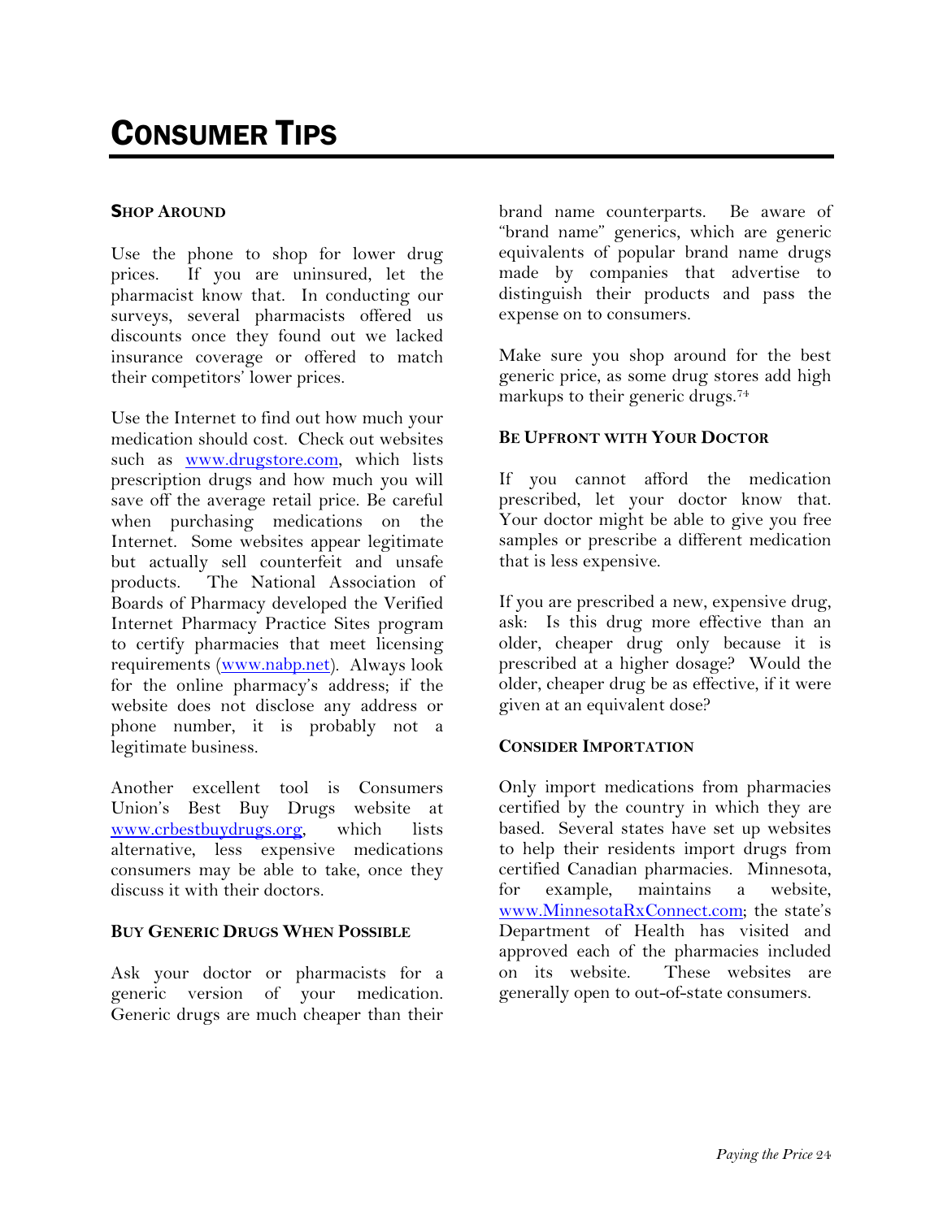# CONSUMER TIPS

### SHOP AROUND

Use the phone to shop for lower drug prices. If you are uninsured, let the pharmacist know that. In conducting our surveys, several pharmacists offered us discounts once they found out we lacked insurance coverage or offered to match their competitors' lower prices.

Use the Internet to find out how much your medication should cost. Check out websites such as [www.drugstore.com](www.drugstore.com), which lists prescription drugs and how much you will save off the average retail price. Be careful when purchasing medications on the Internet. Some websites appear legitimate but actually sell counterfeit and unsafe products. The National Association of Boards of Pharmacy developed the Verified Internet Pharmacy Practice Sites program to certify pharmacies that meet licensing requirements ([www.nabp.net](www.nabp.net)). Always look for the online pharmacy's address; if the website does not disclose any address or phone number, it is probably not a legitimate business.

Another excellent tool is Consumers Union's Best Buy Drugs website at [www.crbestbuydrugs.org](www.crbestbuydrugs.org), which lists alternative, less expensive medications consumers may be able to take, once they discuss it with their doctors.

### BUY GENERIC DRUGS WHEN POSSIBLE

Ask your doctor or pharmacists for a generic version of your medication. Generic drugs are much cheaper than their brand name counterparts. Be aware of "brand name" generics, which are generic equivalents of popular brand name drugs made by companies that advertise to distinguish their products and pass the expense on to consumers.

Make sure you shop around for the best generic price, as some drug stores add high markups to their generic drugs.[74]

### BE UPFRONT WITH YOUR DOCTOR

If you cannot afford the medication prescribed, let your doctor know that. Your doctor might be able to give you free samples or prescribe a different medication that is less expensive.

If you are prescribed a new, expensive drug, ask: Is this drug more effective than an older, cheaper drug only because it is prescribed at a higher dosage? Would the older, cheaper drug be as effective, if it were given at an equivalent dose?

### CONSIDER IMPORTATION

Only import medications from pharmacies certified by the country in which they are based. Several states have set up websites to help their residents import drugs from certified Canadian pharmacies. Minnesota, for example, maintains a website, [www.MinnesotaRxConnect.com](www.MinnesotaRxConnect.com); the state's Department of Health has visited and approved each of the pharmacies included on its website. These websites are generally open to out-of-state consumers.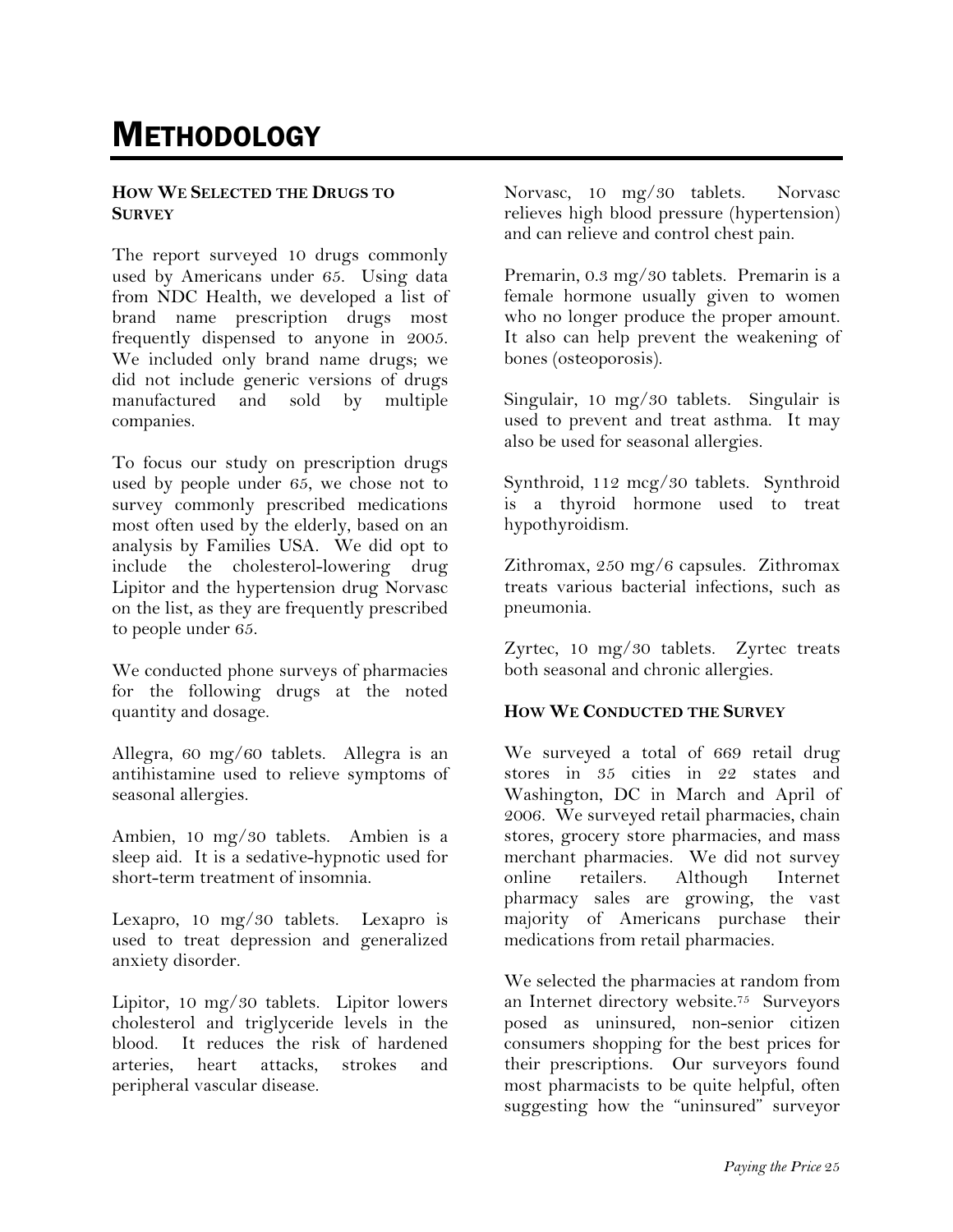# METHODOLOGY

#### HOW WE SELECTED THE DRUGS TO SURVEY

The report surveyed 10 drugs commonly used by Americans under 65. Using data from NDC Health, we developed a list of brand name prescription drugs most frequently dispensed to anyone in 2005. We included only brand name drugs; we did not include generic versions of drugs manufactured and sold by multiple companies.

To focus our study on prescription drugs used by people under 65, we chose not to survey commonly prescribed medications most often used by the elderly, based on an analysis by Families USA. We did opt to include the cholesterol-lowering drug Lipitor and the hypertension drug Norvasc on the list, as they are frequently prescribed to people under 65.

We conducted phone surveys of pharmacies for the following drugs at the noted quantity and dosage.

Allegra, 60 mg/60 tablets. Allegra is an antihistamine used to relieve symptoms of seasonal allergies.

Ambien, 10 mg/30 tablets. Ambien is a sleep aid. It is a sedative-hypnotic used for short-term treatment of insomnia.

Lexapro, 10 mg/30 tablets. Lexapro is used to treat depression and generalized anxiety disorder.

Lipitor, 10 mg/30 tablets. Lipitor lowers cholesterol and triglyceride levels in the blood. It reduces the risk of hardened arteries, heart attacks, strokes and peripheral vascular disease.

Norvasc, 10 mg/30 tablets. Norvasc relieves high blood pressure (hypertension) and can relieve and control chest pain.

Premarin, 0.3 mg/30 tablets. Premarin is a female hormone usually given to women who no longer produce the proper amount. It also can help prevent the weakening of bones (osteoporosis).

Singulair, 10 mg/30 tablets. Singulair is used to prevent and treat asthma. It may also be used for seasonal allergies.

Synthroid, 112 mcg/30 tablets. Synthroid is a thyroid hormone used to treat hypothyroidism.

Zithromax, 250 mg/6 capsules. Zithromax treats various bacterial infections, such as pneumonia.

Zyrtec, 10 mg/30 tablets. Zyrtec treats both seasonal and chronic allergies.

#### HOW WE CONDUCTED THE SURVEY

We surveyed a total of 669 retail drug stores in 35 cities in 22 states and Washington, DC in March and April of 2006. We surveyed retail pharmacies, chain stores, grocery store pharmacies, and mass merchant pharmacies. We did not survey online retailers. Although Internet pharmacy sales are growing, the vast majority of Americans purchase their medications from retail pharmacies.

We selected the pharmacies at random from an Internet directory website.[75] Surveyors posed as uninsured, non-senior citizen consumers shopping for the best prices for their prescriptions. Our surveyors found most pharmacists to be quite helpful, often suggesting how the "uninsured" surveyor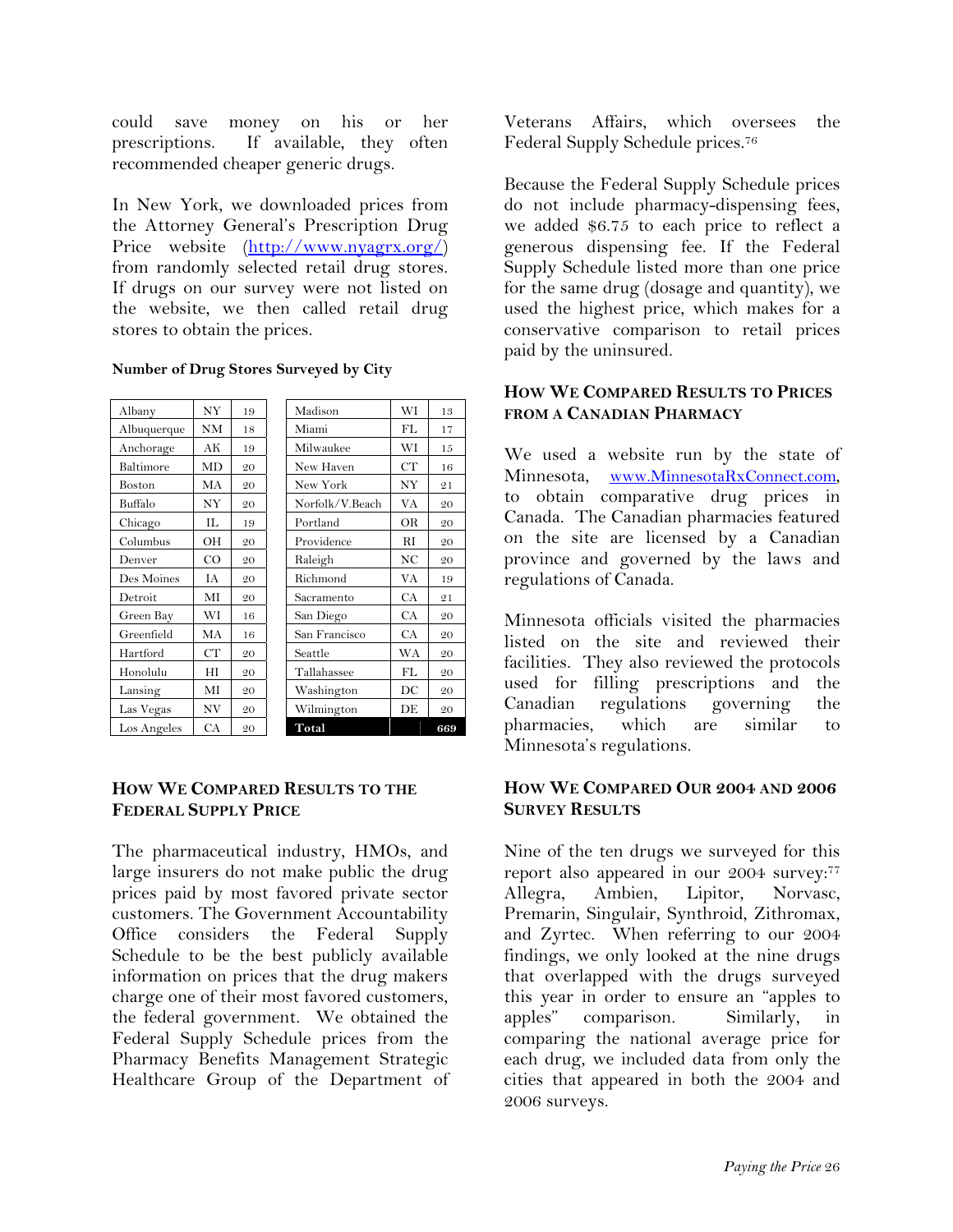could save money on his or her prescriptions. If available, they often recommended cheaper generic drugs.

In New York, we downloaded prices from the Attorney General's Prescription Drug Price website (http://www.nyagrx.org/) from randomly selected retail drug stores. If drugs on our survey were not listed on the website, we then called retail drug stores to obtain the prices.

**Number of Drug Stores Surveyed by City**

| City | State | Stores | City | State | Stores |
|---|---|---|---|---|---|
| Albany | NY | 19 | Madison | WI | 13 |
| Albuquerque | NM | 18 | Miami | FL | 17 |
| Anchorage | AK | 19 | Milwaukee | WI | 15 |
| Baltimore | MD | 20 | New Haven | CT | 16 |
| Boston | MA | 20 | New York | NY | 21 |
| Buffalo | NY | 20 | Norfolk/V.Beach | VA | 20 |
| Chicago | IL | 19 | Portland | OR | 20 |
| Columbus | OH | 20 | Providence | RI | 20 |
| Denver | CO | 20 | Raleigh | NC | 20 |
| Des Moines | IA | 20 | Richmond | VA | 19 |
| Detroit | MI | 20 | Sacramento | CA | 21 |
| Green Bay | WI | 16 | San Diego | CA | 20 |
| Greenfield | MA | 16 | San Francisco | CA | 20 |
| Hartford | CT | 20 | Seattle | WA | 20 |
| Honolulu | HI | 20 | Tallahassee | FL | 20 |
| Lansing | MI | 20 | Washington | DC | 20 |
| Las Vegas | NV | 20 | Wilmington | DE | 20 |
| Los Angeles | CA | 20 | **Total** | | **669** |

## How We Compared Results to the Federal Supply Price

The pharmaceutical industry, HMOs, and large insurers do not make public the drug prices paid by most favored private sector customers. The Government Accountability Office considers the Federal Supply Schedule to be the best publicly available information on prices that the drug makers charge one of their most favored customers, the federal government. We obtained the Federal Supply Schedule prices from the Pharmacy Benefits Management Strategic Healthcare Group of the Department of Veterans Affairs, which oversees the Federal Supply Schedule prices.[76]

Because the Federal Supply Schedule prices do not include pharmacy-dispensing fees, we added $6.75 to each price to reflect a generous dispensing fee. If the Federal Supply Schedule listed more than one price for the same drug (dosage and quantity), we used the highest price, which makes for a conservative comparison to retail prices paid by the uninsured.

## How We Compared Results to Prices from a Canadian Pharmacy

We used a website run by the state of Minnesota, www.MinnesotaRxConnect.com, to obtain comparative drug prices in Canada. The Canadian pharmacies featured on the site are licensed by a Canadian province and governed by the laws and regulations of Canada.

Minnesota officials visited the pharmacies listed on the site and reviewed their facilities. They also reviewed the protocols used for filling prescriptions and the Canadian regulations governing the pharmacies, which are similar to Minnesota's regulations.

## How We Compared Our 2004 and 2006 Survey Results

Nine of the ten drugs we surveyed for this report also appeared in our 2004 survey:[77] Allegra, Ambien, Lipitor, Norvasc, Premarin, Singulair, Synthroid, Zithromax, and Zyrtec. When referring to our 2004 findings, we only looked at the nine drugs that overlapped with the drugs surveyed this year in order to ensure an "apples to apples" comparison. Similarly, in comparing the national average price for each drug, we included data from only the cities that appeared in both the 2004 and 2006 surveys.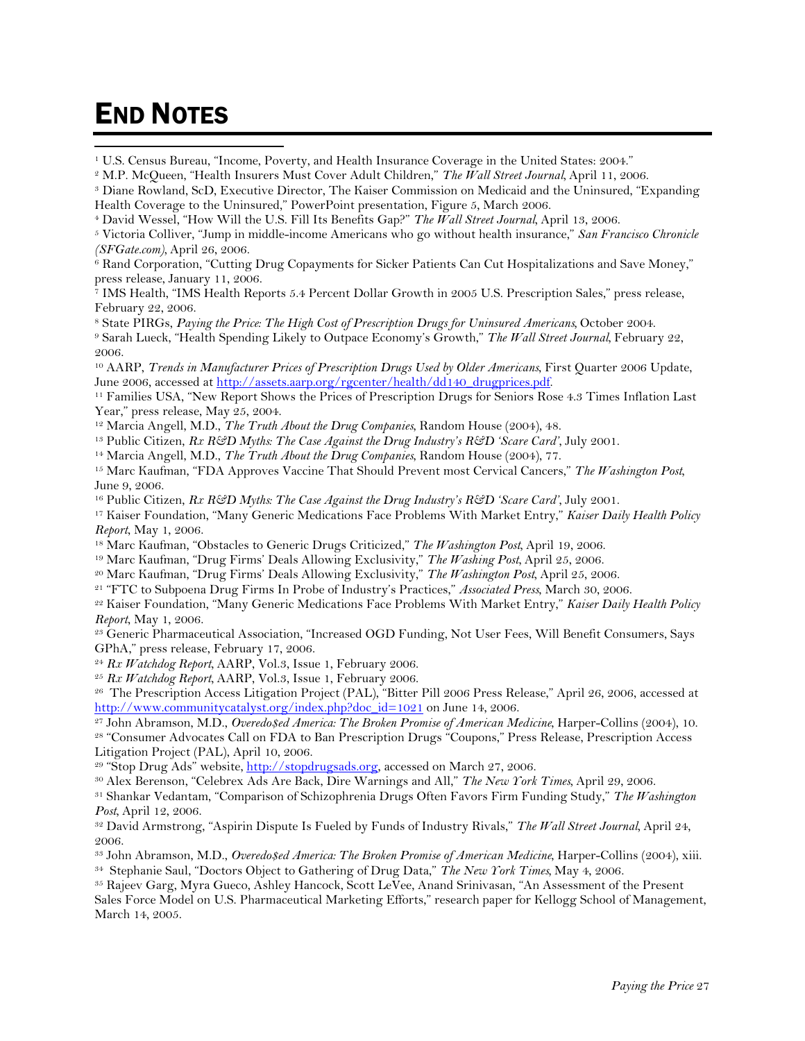# END NOTES

[1] U.S. Census Bureau, "Income, Poverty, and Health Insurance Coverage in the United States: 2004."

[2] M.P. McQueen, "Health Insurers Must Cover Adult Children," *The Wall Street Journal*, April 11, 2006.

[3] Diane Rowland, ScD, Executive Director, The Kaiser Commission on Medicaid and the Uninsured, "Expanding Health Coverage to the Uninsured," PowerPoint presentation, Figure 5, March 2006.

[4] David Wessel, "How Will the U.S. Fill Its Benefits Gap?" *The Wall Street Journal*, April 13, 2006.

[5] Victoria Colliver, "Jump in middle-income Americans who go without health insurance," *San Francisco Chronicle (SFGate.com)*, April 26, 2006.

[6] Rand Corporation, "Cutting Drug Copayments for Sicker Patients Can Cut Hospitalizations and Save Money," press release, January 11, 2006.

[7] IMS Health, "IMS Health Reports 5.4 Percent Dollar Growth in 2005 U.S. Prescription Sales," press release, February 22, 2006.

[8] State PIRGs, *Paying the Price: The High Cost of Prescription Drugs for Uninsured Americans*, October 2004.

[9] Sarah Lueck, "Health Spending Likely to Outpace Economy's Growth," *The Wall Street Journal*, February 22, 2006.

[10] AARP, *Trends in Manufacturer Prices of Prescription Drugs Used by Older Americans*, First Quarter 2006 Update, June 2006, accessed at http://assets.aarp.org/rgcenter/health/dd140_drugprices.pdf.

[11] Families USA, "New Report Shows the Prices of Prescription Drugs for Seniors Rose 4.3 Times Inflation Last Year," press release, May 25, 2004.

[12] Marcia Angell, M.D., *The Truth About the Drug Companies*, Random House (2004), 48.

[13] Public Citizen, *Rx R&D Myths: The Case Against the Drug Industry's R&D 'Scare Card'*, July 2001.

[14] Marcia Angell, M.D., *The Truth About the Drug Companies*, Random House (2004), 77.

[15] Marc Kaufman, "FDA Approves Vaccine That Should Prevent most Cervical Cancers," *The Washington Post*, June 9, 2006.

[16] Public Citizen, *Rx R&D Myths: The Case Against the Drug Industry's R&D 'Scare Card'*, July 2001.

[17] Kaiser Foundation, "Many Generic Medications Face Problems With Market Entry," *Kaiser Daily Health Policy Report*, May 1, 2006.

[18] Marc Kaufman, "Obstacles to Generic Drugs Criticized," *The Washington Post*, April 19, 2006.

[19] Marc Kaufman, "Drug Firms' Deals Allowing Exclusivity," *The Washing Post*, April 25, 2006.

[20] Marc Kaufman, "Drug Firms' Deals Allowing Exclusivity," *The Washington Post*, April 25, 2006.

[21] "FTC to Subpoena Drug Firms In Probe of Industry's Practices," *Associated Press*, March 30, 2006.

[22] Kaiser Foundation, "Many Generic Medications Face Problems With Market Entry," *Kaiser Daily Health Policy Report*, May 1, 2006.

[23] Generic Pharmaceutical Association, "Increased OGD Funding, Not User Fees, Will Benefit Consumers, Says GPhA," press release, February 17, 2006.

[24] *Rx Watchdog Report*, AARP, Vol.3, Issue 1, February 2006.

[25] *Rx Watchdog Report*, AARP, Vol.3, Issue 1, February 2006.

[26] The Prescription Access Litigation Project (PAL), "Bitter Pill 2006 Press Release," April 26, 2006, accessed at http://www.communitycatalyst.org/index.php?doc_id=1021 on June 14, 2006.

[27] John Abramson, M.D., *Overdo$ed America: The Broken Promise of American Medicine*, Harper-Collins (2004), 10.

[28] "Consumer Advocates Call on FDA to Ban Prescription Drugs "Coupons," Press Release, Prescription Access Litigation Project (PAL), April 10, 2006.

[29] "Stop Drug Ads" website, http://stopdrugsads.org, accessed on March 27, 2006.

[30] Alex Berenson, "Celebrex Ads Are Back, Dire Warnings and All," *The New York Times*, April 29, 2006.

[31] Shankar Vedantam, "Comparison of Schizophrenia Drugs Often Favors Firm Funding Study," *The Washington Post*, April 12, 2006.

[32] David Armstrong, "Aspirin Dispute Is Fueled by Funds of Industry Rivals," *The Wall Street Journal*, April 24, 2006.

[33] John Abramson, M.D., *Overedo$ed America: The Broken Promise of American Medicine*, Harper-Collins (2004), xiii.

[34] Stephanie Saul, "Doctors Object to Gathering of Drug Data," *The New York Times*, May 4, 2006.

[35] Rajeev Garg, Myra Gueco, Ashley Hancock, Scott LeVee, Anand Srinivasan, "An Assessment of the Present Sales Force Model on U.S. Pharmaceutical Marketing Efforts," research paper for Kellogg School of Management, March 14, 2005.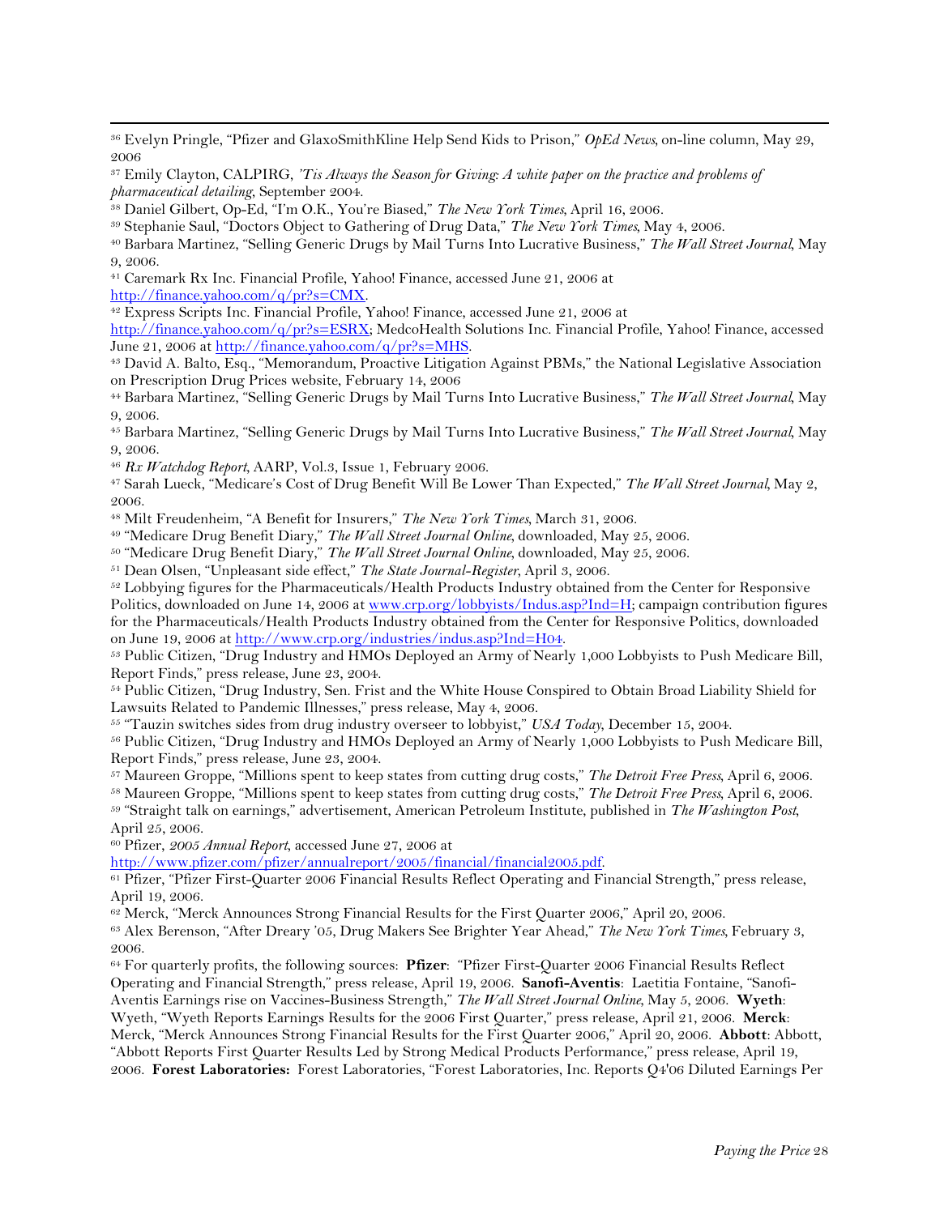[36] Evelyn Pringle, "Pfizer and GlaxoSmithKline Help Send Kids to Prison," *OpEd News*, on-line column, May 29, 2006

[37] Emily Clayton, CALPIRG, *'Tis Always the Season for Giving: A white paper on the practice and problems of pharmaceutical detailing*, September 2004.

[38] Daniel Gilbert, Op-Ed, "I'm O.K., You're Biased," *The New York Times*, April 16, 2006.

[39] Stephanie Saul, "Doctors Object to Gathering of Drug Data," *The New York Times*, May 4, 2006.

[40] Barbara Martinez, "Selling Generic Drugs by Mail Turns Into Lucrative Business," *The Wall Street Journal*, May 9, 2006.

[41] Caremark Rx Inc. Financial Profile, Yahoo! Finance, accessed June 21, 2006 at http://finance.yahoo.com/q/pr?s=CMX.

[42] Express Scripts Inc. Financial Profile, Yahoo! Finance, accessed June 21, 2006 at http://finance.yahoo.com/q/pr?s=ESRX; MedcoHealth Solutions Inc. Financial Profile, Yahoo! Finance, accessed June 21, 2006 at http://finance.yahoo.com/q/pr?s=MHS.

[43] David A. Balto, Esq., "Memorandum, Proactive Litigation Against PBMs," the National Legislative Association on Prescription Drug Prices website, February 14, 2006

[44] Barbara Martinez, "Selling Generic Drugs by Mail Turns Into Lucrative Business," *The Wall Street Journal*, May 9, 2006.

[45] Barbara Martinez, "Selling Generic Drugs by Mail Turns Into Lucrative Business," *The Wall Street Journal*, May 9, 2006.

[46] *Rx Watchdog Report*, AARP, Vol.3, Issue 1, February 2006.

[47] Sarah Lueck, "Medicare's Cost of Drug Benefit Will Be Lower Than Expected," *The Wall Street Journal*, May 2, 2006.

[48] Milt Freudenheim, "A Benefit for Insurers," *The New York Times*, March 31, 2006.

[49] "Medicare Drug Benefit Diary," *The Wall Street Journal Online*, downloaded, May 25, 2006.

[50] "Medicare Drug Benefit Diary," *The Wall Street Journal Online*, downloaded, May 25, 2006.

[51] Dean Olsen, "Unpleasant side effect," *The State Journal-Register*, April 3, 2006.

[52] Lobbying figures for the Pharmaceuticals/Health Products Industry obtained from the Center for Responsive Politics, downloaded on June 14, 2006 at www.crp.org/lobbyists/Indus.asp?Ind=H; campaign contribution figures for the Pharmaceuticals/Health Products Industry obtained from the Center for Responsive Politics, downloaded on June 19, 2006 at http://www.crp.org/industries/indus.asp?Ind=H04.

[53] Public Citizen, "Drug Industry and HMOs Deployed an Army of Nearly 1,000 Lobbyists to Push Medicare Bill, Report Finds," press release, June 23, 2004.

[54] Public Citizen, "Drug Industry, Sen. Frist and the White House Conspired to Obtain Broad Liability Shield for Lawsuits Related to Pandemic Illnesses," press release, May 4, 2006.

[55] "Tauzin switches sides from drug industry overseer to lobbyist," *USA Today*, December 15, 2004.

[56] Public Citizen, "Drug Industry and HMOs Deployed an Army of Nearly 1,000 Lobbyists to Push Medicare Bill, Report Finds," press release, June 23, 2004.

[57] Maureen Groppe, "Millions spent to keep states from cutting drug costs," *The Detroit Free Press*, April 6, 2006.

[58] Maureen Groppe, "Millions spent to keep states from cutting drug costs," *The Detroit Free Press*, April 6, 2006.

[59] "Straight talk on earnings," advertisement, American Petroleum Institute, published in *The Washington Post*, April 25, 2006.

[60] Pfizer, *2005 Annual Report*, accessed June 27, 2006 at http://www.pfizer.com/pfizer/annualreport/2005/financial/financial2005.pdf.

[61] Pfizer, "Pfizer First-Quarter 2006 Financial Results Reflect Operating and Financial Strength," press release, April 19, 2006.

[62] Merck, "Merck Announces Strong Financial Results for the First Quarter 2006," April 20, 2006.

[63] Alex Berenson, "After Dreary '05, Drug Makers See Brighter Year Ahead," *The New York Times*, February 3, 2006.

[64] For quarterly profits, the following sources: **Pfizer**: "Pfizer First-Quarter 2006 Financial Results Reflect Operating and Financial Strength," press release, April 19, 2006. **Sanofi-Aventis**: Laetitia Fontaine, "Sanofi-Aventis Earnings rise on Vaccines-Business Strength," *The Wall Street Journal Online*, May 5, 2006. **Wyeth**: Wyeth, "Wyeth Reports Earnings Results for the 2006 First Quarter," press release, April 21, 2006. **Merck**: Merck, "Merck Announces Strong Financial Results for the First Quarter 2006," April 20, 2006. **Abbott**: Abbott, "Abbott Reports First Quarter Results Led by Strong Medical Products Performance," press release, April 19, 2006. **Forest Laboratories:** Forest Laboratories, "Forest Laboratories, Inc. Reports Q4'06 Diluted Earnings Per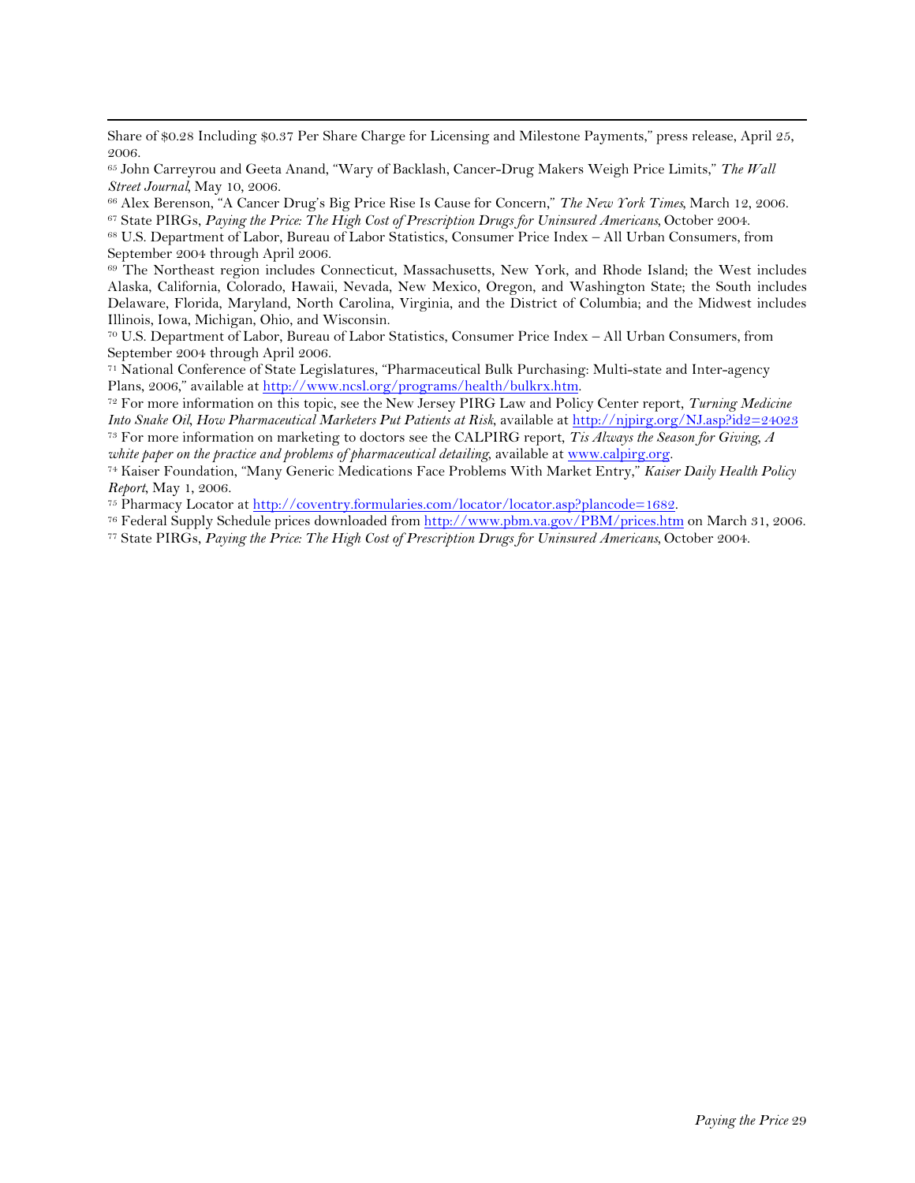Share of $0.28 Including $0.37 Per Share Charge for Licensing and Milestone Payments," press release, April 25, 2006.

[65] John Carreyrou and Geeta Anand, "Wary of Backlash, Cancer-Drug Makers Weigh Price Limits," *The Wall Street Journal*, May 10, 2006.

[66] Alex Berenson, "A Cancer Drug's Big Price Rise Is Cause for Concern," *The New York Times*, March 12, 2006.

[67] State PIRGs, *Paying the Price: The High Cost of Prescription Drugs for Uninsured Americans*, October 2004.

[68] U.S. Department of Labor, Bureau of Labor Statistics, Consumer Price Index – All Urban Consumers, from September 2004 through April 2006.

[69] The Northeast region includes Connecticut, Massachusetts, New York, and Rhode Island; the West includes Alaska, California, Colorado, Hawaii, Nevada, New Mexico, Oregon, and Washington State; the South includes Delaware, Florida, Maryland, North Carolina, Virginia, and the District of Columbia; and the Midwest includes Illinois, Iowa, Michigan, Ohio, and Wisconsin.

[70] U.S. Department of Labor, Bureau of Labor Statistics, Consumer Price Index – All Urban Consumers, from September 2004 through April 2006.

[71] National Conference of State Legislatures, "Pharmaceutical Bulk Purchasing: Multi-state and Inter-agency Plans, 2006," available at http://www.ncsl.org/programs/health/bulkrx.htm.

[72] For more information on this topic, see the New Jersey PIRG Law and Policy Center report, *Turning Medicine Into Snake Oil, How Pharmaceutical Marketers Put Patients at Risk*, available at http://njpirg.org/NJ.asp?id2=24023

[73] For more information on marketing to doctors see the CALPIRG report, *Tis Always the Season for Giving, A white paper on the practice and problems of pharmaceutical detailing*, available at www.calpirg.org.

[74] Kaiser Foundation, "Many Generic Medications Face Problems With Market Entry," *Kaiser Daily Health Policy Report*, May 1, 2006.

[75] Pharmacy Locator at http://coventry.formularies.com/locator/locator.asp?plancode=1682.

[76] Federal Supply Schedule prices downloaded from http://www.pbm.va.gov/PBM/prices.htm on March 31, 2006.

[77] State PIRGs, *Paying the Price: The High Cost of Prescription Drugs for Uninsured Americans*, October 2004.